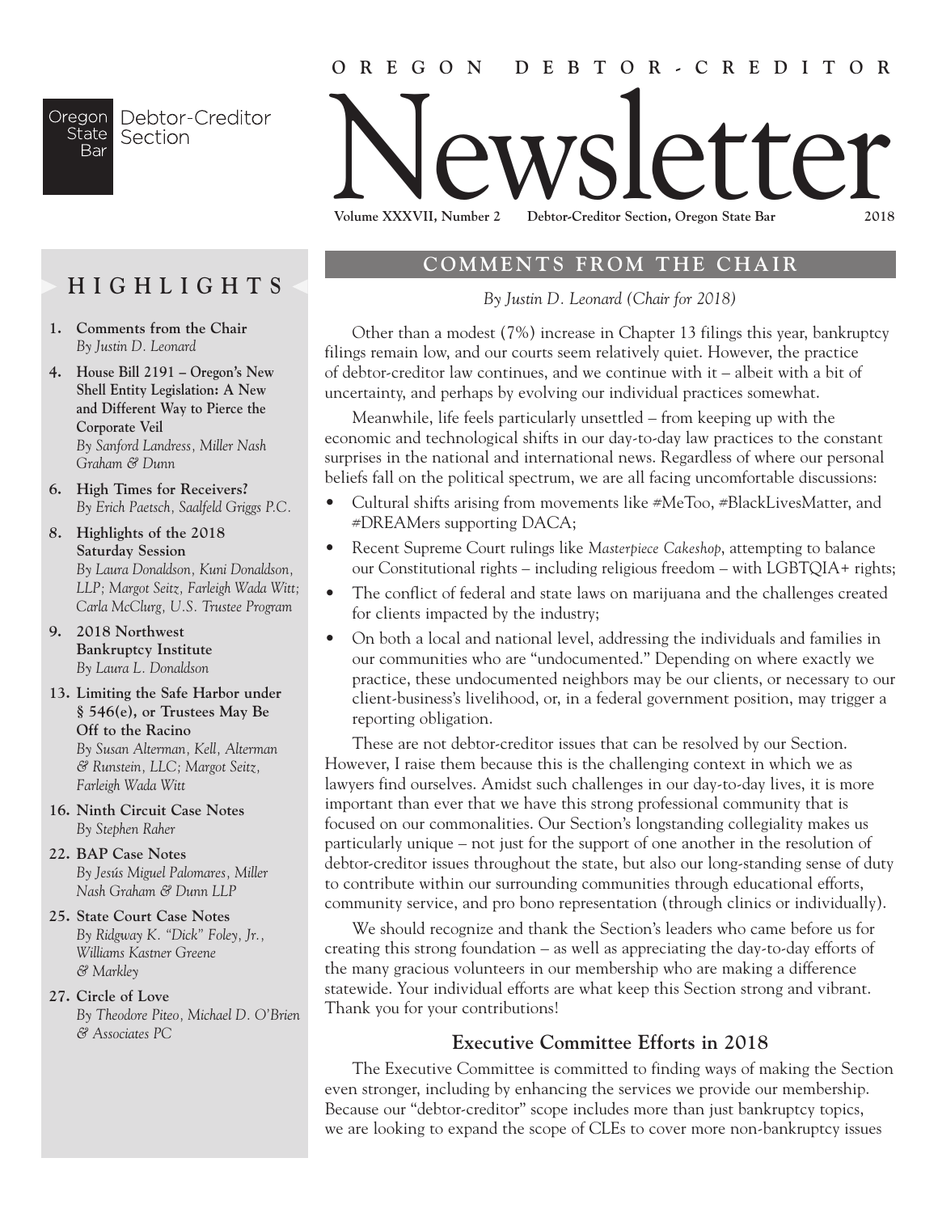Oregon State Bar Debtor-Creditor Section

# OREGON DEBTOR-CREDITOR Newsletter

**Volume XXXVII, Number 2 Debtor-Creditor Section, Oregon State Bar 2018**

## HIGHLIGHTS

1. **Comments from the Chair**
   *By Justin D. Leonard*
4. **House Bill 2191 – Oregon's New Shell Entity Legislation: A New and Different Way to Pierce the Corporate Veil**
   *By Sanford Landress, Miller Nash Graham & Dunn*
6. **High Times for Receivers?**
   *By Erich Paetsch, Saalfeld Griggs P.C.*
8. **Highlights of the 2018 Saturday Session**
   *By Laura Donaldson, Kuni Donaldson, LLP; Margot Seitz, Farleigh Wada Witt; Carla McClurg, U.S. Trustee Program*
9. **2018 Northwest Bankruptcy Institute**
   *By Laura L. Donaldson*
13. **Limiting the Safe Harbor under § 546(e), or Trustees May Be Off to the Racino**
   *By Susan Alterman, Kell, Alterman & Runstein, LLC; Margot Seitz, Farleigh Wada Witt*
16. **Ninth Circuit Case Notes**
   *By Stephen Raher*
22. **BAP Case Notes**
   *By Jesús Miguel Palomares, Miller Nash Graham & Dunn LLP*
25. **State Court Case Notes**
   *By Ridgway K. "Dick" Foley, Jr., Williams Kastner Greene & Markley*
27. **Circle of Love**
   *By Theodore Piteo, Michael D. O'Brien & Associates PC*

## COMMENTS FROM THE CHAIR

*By Justin D. Leonard (Chair for 2018)*

Other than a modest (7%) increase in Chapter 13 filings this year, bankruptcy filings remain low, and our courts seem relatively quiet. However, the practice of debtor-creditor law continues, and we continue with it – albeit with a bit of uncertainty, and perhaps by evolving our individual practices somewhat.

Meanwhile, life feels particularly unsettled – from keeping up with the economic and technological shifts in our day-to-day law practices to the constant surprises in the national and international news. Regardless of where our personal beliefs fall on the political spectrum, we are all facing uncomfortable discussions:

- Cultural shifts arising from movements like #MeToo, #BlackLivesMatter, and #DREAMers supporting DACA;
- Recent Supreme Court rulings like *Masterpiece Cakeshop*, attempting to balance our Constitutional rights – including religious freedom – with LGBTQIA+ rights;
- The conflict of federal and state laws on marijuana and the challenges created for clients impacted by the industry;
- On both a local and national level, addressing the individuals and families in our communities who are "undocumented." Depending on where exactly we practice, these undocumented neighbors may be our clients, or necessary to our client-business's livelihood, or, in a federal government position, may trigger a reporting obligation.

These are not debtor-creditor issues that can be resolved by our Section. However, I raise them because this is the challenging context in which we as lawyers find ourselves. Amidst such challenges in our day-to-day lives, it is more important than ever that we have this strong professional community that is focused on our commonalities. Our Section's longstanding collegiality makes us particularly unique – not just for the support of one another in the resolution of debtor-creditor issues throughout the state, but also our long-standing sense of duty to contribute within our surrounding communities through educational efforts, community service, and pro bono representation (through clinics or individually).

We should recognize and thank the Section's leaders who came before us for creating this strong foundation – as well as appreciating the day-to-day efforts of the many gracious volunteers in our membership who are making a difference statewide. Your individual efforts are what keep this Section strong and vibrant. Thank you for your contributions!

### Executive Committee Efforts in 2018

The Executive Committee is committed to finding ways of making the Section even stronger, including by enhancing the services we provide our membership. Because our "debtor-creditor" scope includes more than just bankruptcy topics, we are looking to expand the scope of CLEs to cover more non-bankruptcy issues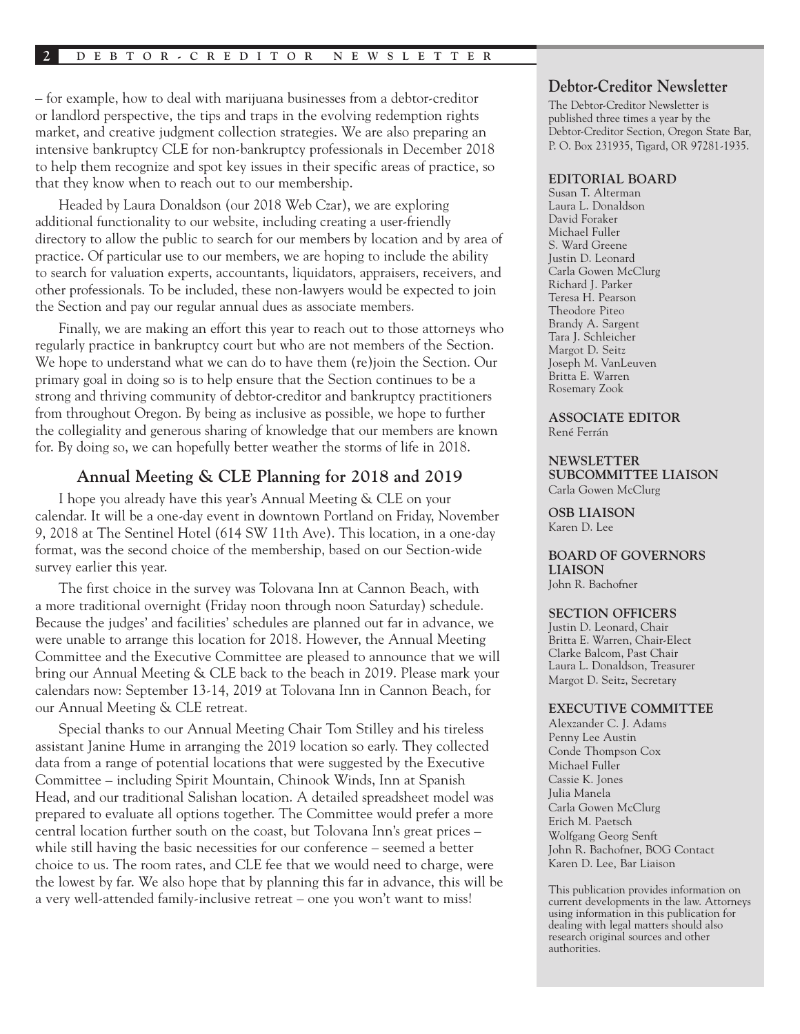– for example, how to deal with marijuana businesses from a debtor-creditor or landlord perspective, the tips and traps in the evolving redemption rights market, and creative judgment collection strategies. We are also preparing an intensive bankruptcy CLE for non-bankruptcy professionals in December 2018 to help them recognize and spot key issues in their specific areas of practice, so that they know when to reach out to our membership.

Headed by Laura Donaldson (our 2018 Web Czar), we are exploring additional functionality to our website, including creating a user-friendly directory to allow the public to search for our members by location and by area of practice. Of particular use to our members, we are hoping to include the ability to search for valuation experts, accountants, liquidators, appraisers, receivers, and other professionals. To be included, these non-lawyers would be expected to join the Section and pay our regular annual dues as associate members.

Finally, we are making an effort this year to reach out to those attorneys who regularly practice in bankruptcy court but who are not members of the Section. We hope to understand what we can do to have them (re)join the Section. Our primary goal in doing so is to help ensure that the Section continues to be a strong and thriving community of debtor-creditor and bankruptcy practitioners from throughout Oregon. By being as inclusive as possible, we hope to further the collegiality and generous sharing of knowledge that our members are known for. By doing so, we can hopefully better weather the storms of life in 2018.

## Annual Meeting & CLE Planning for 2018 and 2019

I hope you already have this year's Annual Meeting & CLE on your calendar. It will be a one-day event in downtown Portland on Friday, November 9, 2018 at The Sentinel Hotel (614 SW 11th Ave). This location, in a one-day format, was the second choice of the membership, based on our Section-wide survey earlier this year.

The first choice in the survey was Tolovana Inn at Cannon Beach, with a more traditional overnight (Friday noon through noon Saturday) schedule. Because the judges' and facilities' schedules are planned out far in advance, we were unable to arrange this location for 2018. However, the Annual Meeting Committee and the Executive Committee are pleased to announce that we will bring our Annual Meeting & CLE back to the beach in 2019. Please mark your calendars now: September 13-14, 2019 at Tolovana Inn in Cannon Beach, for our Annual Meeting & CLE retreat.

Special thanks to our Annual Meeting Chair Tom Stilley and his tireless assistant Janine Hume in arranging the 2019 location so early. They collected data from a range of potential locations that were suggested by the Executive Committee – including Spirit Mountain, Chinook Winds, Inn at Spanish Head, and our traditional Salishan location. A detailed spreadsheet model was prepared to evaluate all options together. The Committee would prefer a more central location further south on the coast, but Tolovana Inn's great prices – while still having the basic necessities for our conference – seemed a better choice to us. The room rates, and CLE fee that we would need to charge, were the lowest by far. We also hope that by planning this far in advance, this will be a very well-attended family-inclusive retreat – one you won't want to miss!

## Debtor-Creditor Newsletter

The Debtor-Creditor Newsletter is published three times a year by the Debtor-Creditor Section, Oregon State Bar, P. O. Box 231935, Tigard, OR 97281-1935.

**EDITORIAL BOARD**
Susan T. Alterman
Laura L. Donaldson
David Foraker
Michael Fuller
S. Ward Greene
Justin D. Leonard
Carla Gowen McClurg
Richard J. Parker
Teresa H. Pearson
Theodore Piteo
Brandy A. Sargent
Tara J. Schleicher
Margot D. Seitz
Joseph M. VanLeuven
Britta E. Warren
Rosemary Zook

**ASSOCIATE EDITOR**
René Ferrán

**NEWSLETTER SUBCOMMITTEE LIAISON**
Carla Gowen McClurg

**OSB LIAISON**
Karen D. Lee

**BOARD OF GOVERNORS LIAISON**
John R. Bachofner

**SECTION OFFICERS**
Justin D. Leonard, Chair
Britta E. Warren, Chair-Elect
Clarke Balcom, Past Chair
Laura L. Donaldson, Treasurer
Margot D. Seitz, Secretary

**EXECUTIVE COMMITTEE**
Alexzander C. J. Adams
Penny Lee Austin
Conde Thompson Cox
Michael Fuller
Cassie K. Jones
Julia Manela
Carla Gowen McClurg
Erich M. Paetsch
Wolfgang Georg Senft
John R. Bachofner, BOG Contact
Karen D. Lee, Bar Liaison

This publication provides information on current developments in the law. Attorneys using information in this publication for dealing with legal matters should also research original sources and other authorities.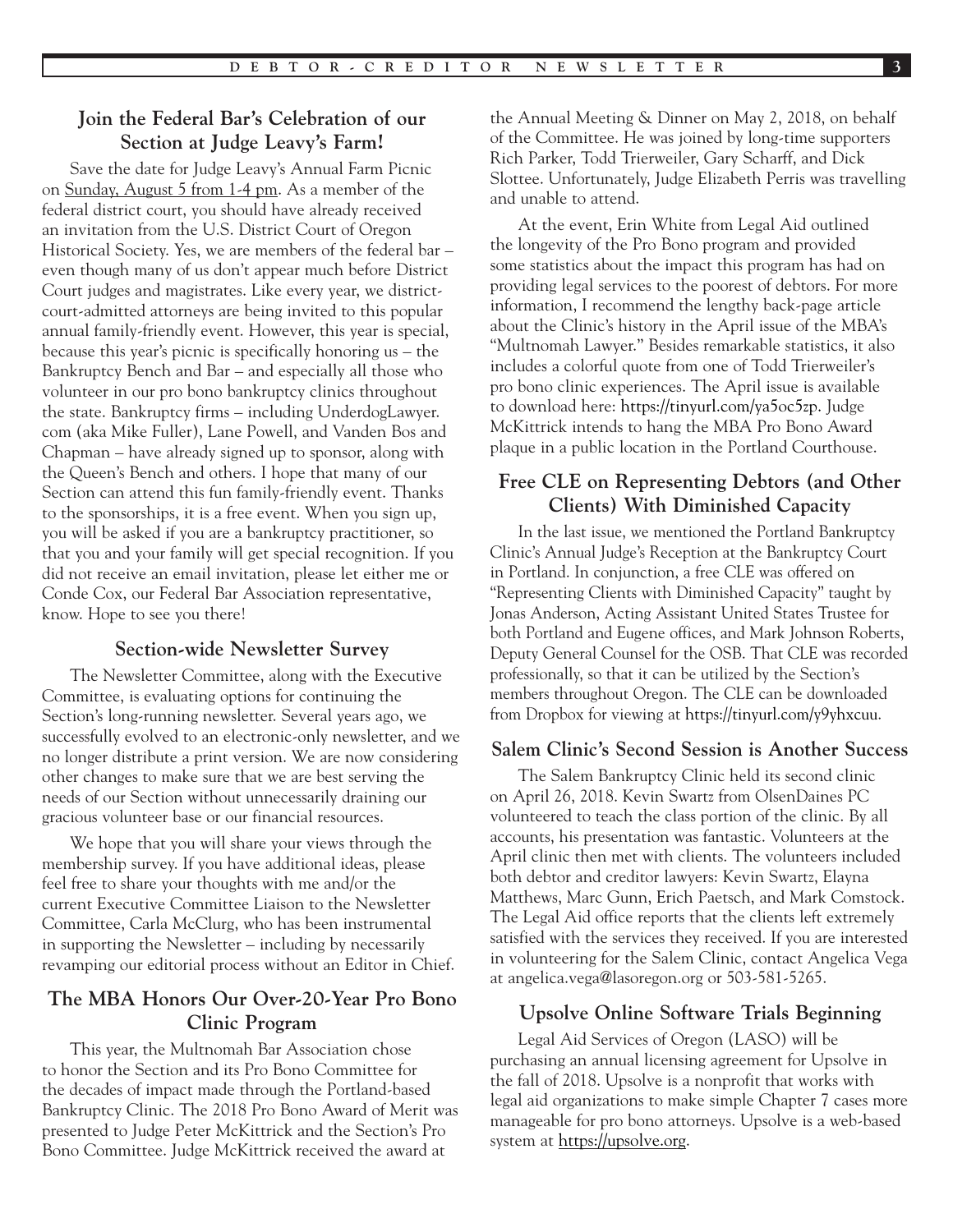## Join the Federal Bar's Celebration of our Section at Judge Leavy's Farm!

Save the date for Judge Leavy's Annual Farm Picnic on Sunday, August 5 from 1-4 pm. As a member of the federal district court, you should have already received an invitation from the U.S. District Court of Oregon Historical Society. Yes, we are members of the federal bar – even though many of us don't appear much before District Court judges and magistrates. Like every year, we district-court-admitted attorneys are being invited to this popular annual family-friendly event. However, this year is special, because this year's picnic is specifically honoring us – the Bankruptcy Bench and Bar – and especially all those who volunteer in our pro bono bankruptcy clinics throughout the state. Bankruptcy firms – including UnderdogLawyer.com (aka Mike Fuller), Lane Powell, and Vanden Bos and Chapman – have already signed up to sponsor, along with the Queen's Bench and others. I hope that many of our Section can attend this fun family-friendly event. Thanks to the sponsorships, it is a free event. When you sign up, you will be asked if you are a bankruptcy practitioner, so that you and your family will get special recognition. If you did not receive an email invitation, please let either me or Conde Cox, our Federal Bar Association representative, know. Hope to see you there!

## Section-wide Newsletter Survey

The Newsletter Committee, along with the Executive Committee, is evaluating options for continuing the Section's long-running newsletter. Several years ago, we successfully evolved to an electronic-only newsletter, and we no longer distribute a print version. We are now considering other changes to make sure that we are best serving the needs of our Section without unnecessarily draining our gracious volunteer base or our financial resources.

We hope that you will share your views through the membership survey. If you have additional ideas, please feel free to share your thoughts with me and/or the current Executive Committee Liaison to the Newsletter Committee, Carla McClurg, who has been instrumental in supporting the Newsletter – including by necessarily revamping our editorial process without an Editor in Chief.

## The MBA Honors Our Over-20-Year Pro Bono Clinic Program

This year, the Multnomah Bar Association chose to honor the Section and its Pro Bono Committee for the decades of impact made through the Portland-based Bankruptcy Clinic. The 2018 Pro Bono Award of Merit was presented to Judge Peter McKittrick and the Section's Pro Bono Committee. Judge McKittrick received the award at the Annual Meeting & Dinner on May 2, 2018, on behalf of the Committee. He was joined by long-time supporters Rich Parker, Todd Trierweiler, Gary Scharff, and Dick Slottee. Unfortunately, Judge Elizabeth Perris was travelling and unable to attend.

At the event, Erin White from Legal Aid outlined the longevity of the Pro Bono program and provided some statistics about the impact this program has had on providing legal services to the poorest of debtors. For more information, I recommend the lengthy back-page article about the Clinic's history in the April issue of the MBA's "Multnomah Lawyer." Besides remarkable statistics, it also includes a colorful quote from one of Todd Trierweiler's pro bono clinic experiences. The April issue is available to download here: https://tinyurl.com/ya5oc5zp. Judge McKittrick intends to hang the MBA Pro Bono Award plaque in a public location in the Portland Courthouse.

## Free CLE on Representing Debtors (and Other Clients) With Diminished Capacity

In the last issue, we mentioned the Portland Bankruptcy Clinic's Annual Judge's Reception at the Bankruptcy Court in Portland. In conjunction, a free CLE was offered on "Representing Clients with Diminished Capacity" taught by Jonas Anderson, Acting Assistant United States Trustee for both Portland and Eugene offices, and Mark Johnson Roberts, Deputy General Counsel for the OSB. That CLE was recorded professionally, so that it can be utilized by the Section's members throughout Oregon. The CLE can be downloaded from Dropbox for viewing at https://tinyurl.com/y9yhxcuu.

## Salem Clinic's Second Session is Another Success

The Salem Bankruptcy Clinic held its second clinic on April 26, 2018. Kevin Swartz from OlsenDaines PC volunteered to teach the class portion of the clinic. By all accounts, his presentation was fantastic. Volunteers at the April clinic then met with clients. The volunteers included both debtor and creditor lawyers: Kevin Swartz, Elayna Matthews, Marc Gunn, Erich Paetsch, and Mark Comstock. The Legal Aid office reports that the clients left extremely satisfied with the services they received. If you are interested in volunteering for the Salem Clinic, contact Angelica Vega at angelica.vega@lasoregon.org or 503-581-5265.

## Upsolve Online Software Trials Beginning

Legal Aid Services of Oregon (LASO) will be purchasing an annual licensing agreement for Upsolve in the fall of 2018. Upsolve is a nonprofit that works with legal aid organizations to make simple Chapter 7 cases more manageable for pro bono attorneys. Upsolve is a web-based system at https://upsolve.org.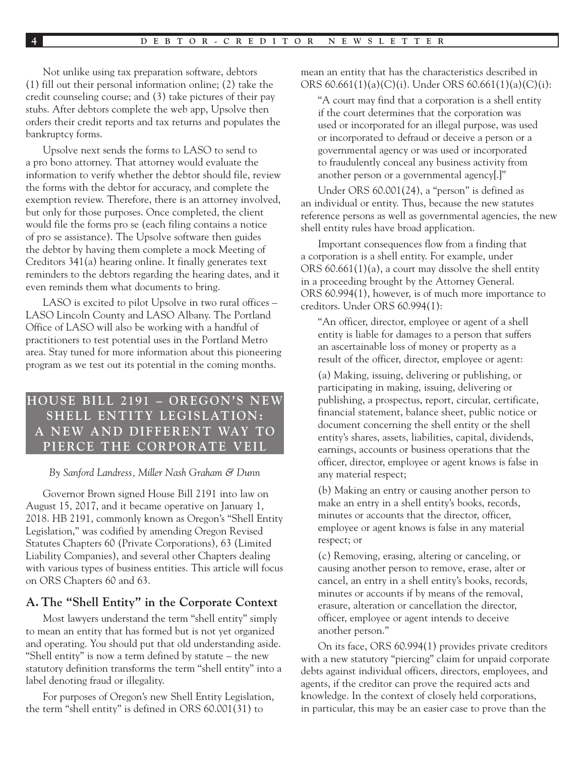Not unlike using tax preparation software, debtors (1) fill out their personal information online; (2) take the credit counseling course; and (3) take pictures of their pay stubs. After debtors complete the web app, Upsolve then orders their credit reports and tax returns and populates the bankruptcy forms.

Upsolve next sends the forms to LASO to send to a pro bono attorney. That attorney would evaluate the information to verify whether the debtor should file, review the forms with the debtor for accuracy, and complete the exemption review. Therefore, there is an attorney involved, but only for those purposes. Once completed, the client would file the forms pro se (each filing contains a notice of pro se assistance). The Upsolve software then guides the debtor by having them complete a mock Meeting of Creditors 341(a) hearing online. It finally generates text reminders to the debtors regarding the hearing dates, and it even reminds them what documents to bring.

LASO is excited to pilot Upsolve in two rural offices – LASO Lincoln County and LASO Albany. The Portland Office of LASO will also be working with a handful of practitioners to test potential uses in the Portland Metro area. Stay tuned for more information about this pioneering program as we test out its potential in the coming months.

## HOUSE BILL 2191 – OREGON'S NEW SHELL ENTITY LEGISLATION: A NEW AND DIFFERENT WAY TO PIERCE THE CORPORATE VEIL

*By Sanford Landress, Miller Nash Graham & Dunn*

Governor Brown signed House Bill 2191 into law on August 15, 2017, and it became operative on January 1, 2018. HB 2191, commonly known as Oregon's "Shell Entity Legislation," was codified by amending Oregon Revised Statutes Chapters 60 (Private Corporations), 63 (Limited Liability Companies), and several other Chapters dealing with various types of business entities. This article will focus on ORS Chapters 60 and 63.

### A. The "Shell Entity" in the Corporate Context

Most lawyers understand the term "shell entity" simply to mean an entity that has formed but is not yet organized and operating. You should put that old understanding aside. "Shell entity" is now a term defined by statute – the new statutory definition transforms the term "shell entity" into a label denoting fraud or illegality.

For purposes of Oregon's new Shell Entity Legislation, the term "shell entity" is defined in ORS 60.001(31) to mean an entity that has the characteristics described in ORS 60.661(1)(a)(C)(i). Under ORS 60.661(1)(a)(C)(i):

> "A court may find that a corporation is a shell entity if the court determines that the corporation was used or incorporated for an illegal purpose, was used or incorporated to defraud or deceive a person or a governmental agency or was used or incorporated to fraudulently conceal any business activity from another person or a governmental agency[.]"

Under ORS 60.001(24), a "person" is defined as an individual or entity. Thus, because the new statutes reference persons as well as governmental agencies, the new shell entity rules have broad application.

Important consequences flow from a finding that a corporation is a shell entity. For example, under ORS 60.661(1)(a), a court may dissolve the shell entity in a proceeding brought by the Attorney General. ORS 60.994(1), however, is of much more importance to creditors. Under ORS 60.994(1):

> "An officer, director, employee or agent of a shell entity is liable for damages to a person that suffers an ascertainable loss of money or property as a result of the officer, director, employee or agent:
>
> (a) Making, issuing, delivering or publishing, or participating in making, issuing, delivering or publishing, a prospectus, report, circular, certificate, financial statement, balance sheet, public notice or document concerning the shell entity or the shell entity's shares, assets, liabilities, capital, dividends, earnings, accounts or business operations that the officer, director, employee or agent knows is false in any material respect;
>
> (b) Making an entry or causing another person to make an entry in a shell entity's books, records, minutes or accounts that the director, officer, employee or agent knows is false in any material respect; or
>
> (c) Removing, erasing, altering or canceling, or causing another person to remove, erase, alter or cancel, an entry in a shell entity's books, records, minutes or accounts if by means of the removal, erasure, alteration or cancellation the director, officer, employee or agent intends to deceive another person."

On its face, ORS 60.994(1) provides private creditors with a new statutory "piercing" claim for unpaid corporate debts against individual officers, directors, employees, and agents, if the creditor can prove the required acts and knowledge. In the context of closely held corporations, in particular, this may be an easier case to prove than the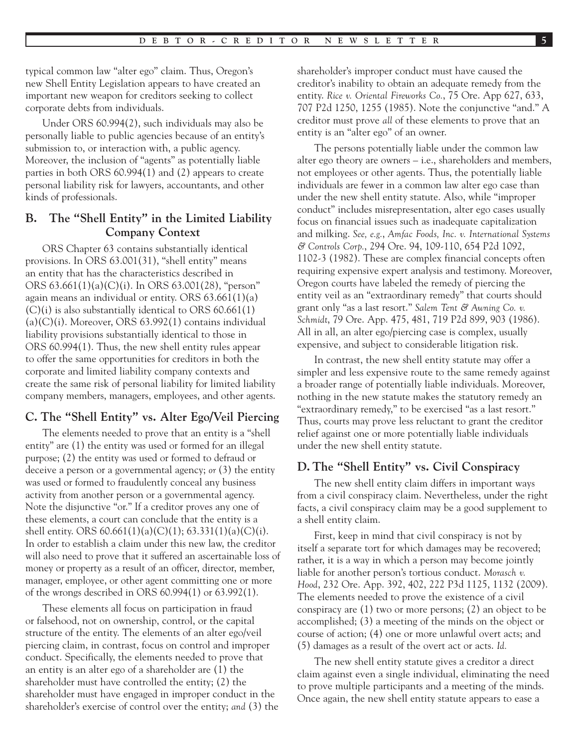typical common law "alter ego" claim. Thus, Oregon's new Shell Entity Legislation appears to have created an important new weapon for creditors seeking to collect corporate debts from individuals.

Under ORS 60.994(2), such individuals may also be personally liable to public agencies because of an entity's submission to, or interaction with, a public agency. Moreover, the inclusion of "agents" as potentially liable parties in both ORS 60.994(1) and (2) appears to create personal liability risk for lawyers, accountants, and other kinds of professionals.

## B. The "Shell Entity" in the Limited Liability Company Context

ORS Chapter 63 contains substantially identical provisions. In ORS 63.001(31), "shell entity" means an entity that has the characteristics described in ORS 63.661(1)(a)(C)(i). In ORS 63.001(28), "person" again means an individual or entity. ORS 63.661(1)(a)(C)(i) is also substantially identical to ORS 60.661(1)(a)(C)(i). Moreover, ORS 63.992(1) contains individual liability provisions substantially identical to those in ORS 60.994(1). Thus, the new shell entity rules appear to offer the same opportunities for creditors in both the corporate and limited liability company contexts and create the same risk of personal liability for limited liability company members, managers, employees, and other agents.

## C. The "Shell Entity" vs. Alter Ego/Veil Piercing

The elements needed to prove that an entity is a "shell entity" are (1) the entity was used or formed for an illegal purpose; (2) the entity was used or formed to defraud or deceive a person or a governmental agency; *or* (3) the entity was used or formed to fraudulently conceal any business activity from another person or a governmental agency. Note the disjunctive "or." If a creditor proves any one of these elements, a court can conclude that the entity is a shell entity. ORS 60.661(1)(a)(C)(1); 63.331(1)(a)(C)(i). In order to establish a claim under this new law, the creditor will also need to prove that it suffered an ascertainable loss of money or property as a result of an officer, director, member, manager, employee, or other agent committing one or more of the wrongs described in ORS 60.994(1) or 63.992(1).

These elements all focus on participation in fraud or falsehood, not on ownership, control, or the capital structure of the entity. The elements of an alter ego/veil piercing claim, in contrast, focus on control and improper conduct. Specifically, the elements needed to prove that an entity is an alter ego of a shareholder are (1) the shareholder must have controlled the entity; (2) the shareholder must have engaged in improper conduct in the shareholder's exercise of control over the entity; *and* (3) the shareholder's improper conduct must have caused the creditor's inability to obtain an adequate remedy from the entity. *Rice v. Oriental Fireworks Co.*, 75 Ore. App 627, 633, 707 P2d 1250, 1255 (1985). Note the conjunctive "and." A creditor must prove *all* of these elements to prove that an entity is an "alter ego" of an owner.

The persons potentially liable under the common law alter ego theory are owners – i.e., shareholders and members, not employees or other agents. Thus, the potentially liable individuals are fewer in a common law alter ego case than under the new shell entity statute. Also, while "improper conduct" includes misrepresentation, alter ego cases usually focus on financial issues such as inadequate capitalization and milking. *See, e.g.*, *Amfac Foods, Inc. v. International Systems & Controls Corp.*, 294 Ore. 94, 109-110, 654 P2d 1092, 1102-3 (1982). These are complex financial concepts often requiring expensive expert analysis and testimony. Moreover, Oregon courts have labeled the remedy of piercing the entity veil as an "extraordinary remedy" that courts should grant only "as a last resort." *Salem Tent & Awning Co. v. Schmidt*, 79 Ore. App. 475, 481, 719 P2d 899, 903 (1986). All in all, an alter ego/piercing case is complex, usually expensive, and subject to considerable litigation risk.

In contrast, the new shell entity statute may offer a simpler and less expensive route to the same remedy against a broader range of potentially liable individuals. Moreover, nothing in the new statute makes the statutory remedy an "extraordinary remedy," to be exercised "as a last resort." Thus, courts may prove less reluctant to grant the creditor relief against one or more potentially liable individuals under the new shell entity statute.

## D. The "Shell Entity" vs. Civil Conspiracy

The new shell entity claim differs in important ways from a civil conspiracy claim. Nevertheless, under the right facts, a civil conspiracy claim may be a good supplement to a shell entity claim.

First, keep in mind that civil conspiracy is not by itself a separate tort for which damages may be recovered; rather, it is a way in which a person may become jointly liable for another person's tortious conduct. *Morasch v. Hood*, 232 Ore. App. 392, 402, 222 P3d 1125, 1132 (2009). The elements needed to prove the existence of a civil conspiracy are (1) two or more persons; (2) an object to be accomplished; (3) a meeting of the minds on the object or course of action; (4) one or more unlawful overt acts; and (5) damages as a result of the overt act or acts. *Id.*

The new shell entity statute gives a creditor a direct claim against even a single individual, eliminating the need to prove multiple participants and a meeting of the minds. Once again, the new shell entity statute appears to ease a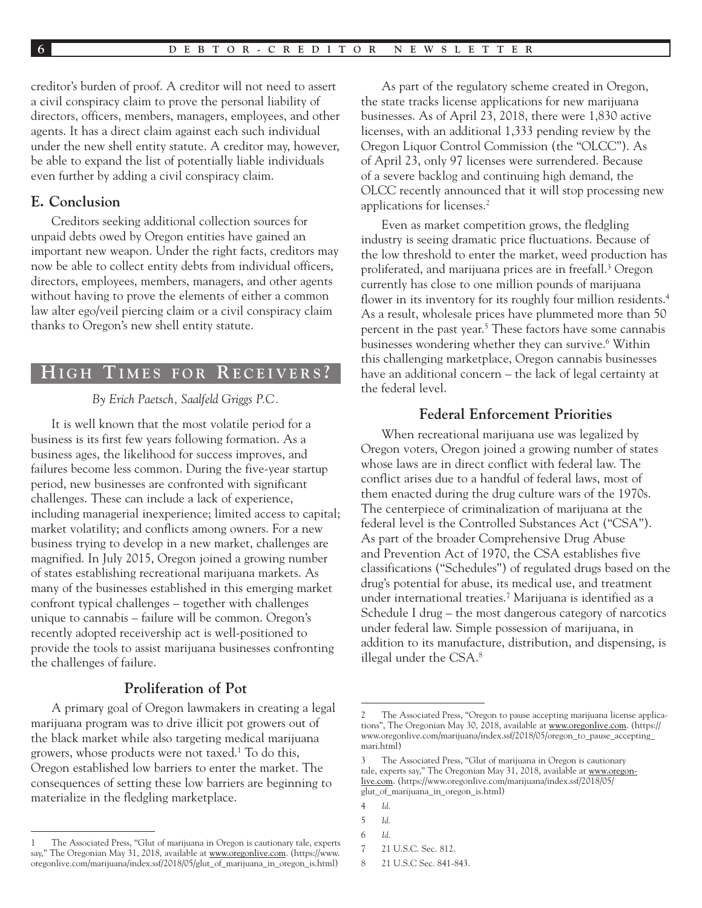creditor's burden of proof. A creditor will not need to assert a civil conspiracy claim to prove the personal liability of directors, officers, members, managers, employees, and other agents. It has a direct claim against each such individual under the new shell entity statute. A creditor may, however, be able to expand the list of potentially liable individuals even further by adding a civil conspiracy claim.

### E. Conclusion

Creditors seeking additional collection sources for unpaid debts owed by Oregon entities have gained an important new weapon. Under the right facts, creditors may now be able to collect entity debts from individual officers, directors, employees, members, managers, and other agents without having to prove the elements of either a common law alter ego/veil piercing claim or a civil conspiracy claim thanks to Oregon's new shell entity statute.

## High Times for Receivers?

*By Erich Paetsch, Saalfeld Griggs P.C.*

It is well known that the most volatile period for a business is its first few years following formation. As a business ages, the likelihood for success improves, and failures become less common. During the five-year startup period, new businesses are confronted with significant challenges. These can include a lack of experience, including managerial inexperience; limited access to capital; market volatility; and conflicts among owners. For a new business trying to develop in a new market, challenges are magnified. In July 2015, Oregon joined a growing number of states establishing recreational marijuana markets. As many of the businesses established in this emerging market confront typical challenges – together with challenges unique to cannabis – failure will be common. Oregon's recently adopted receivership act is well-positioned to provide the tools to assist marijuana businesses confronting the challenges of failure.

### Proliferation of Pot

A primary goal of Oregon lawmakers in creating a legal marijuana program was to drive illicit pot growers out of the black market while also targeting medical marijuana growers, whose products were not taxed.[1] To do this, Oregon established low barriers to enter the market. The consequences of setting these low barriers are beginning to materialize in the fledgling marketplace.

As part of the regulatory scheme created in Oregon, the state tracks license applications for new marijuana businesses. As of April 23, 2018, there were 1,830 active licenses, with an additional 1,333 pending review by the Oregon Liquor Control Commission (the "OLCC"). As of April 23, only 97 licenses were surrendered. Because of a severe backlog and continuing high demand, the OLCC recently announced that it will stop processing new applications for licenses.[2]

Even as market competition grows, the fledgling industry is seeing dramatic price fluctuations. Because of the low threshold to enter the market, weed production has proliferated, and marijuana prices are in freefall.[3] Oregon currently has close to one million pounds of marijuana flower in its inventory for its roughly four million residents.[4] As a result, wholesale prices have plummeted more than 50 percent in the past year.[5] These factors have some cannabis businesses wondering whether they can survive.[6] Within this challenging marketplace, Oregon cannabis businesses have an additional concern – the lack of legal certainty at the federal level.

### Federal Enforcement Priorities

When recreational marijuana use was legalized by Oregon voters, Oregon joined a growing number of states whose laws are in direct conflict with federal law. The conflict arises due to a handful of federal laws, most of them enacted during the drug culture wars of the 1970s. The centerpiece of criminalization of marijuana at the federal level is the Controlled Substances Act ("CSA"). As part of the broader Comprehensive Drug Abuse and Prevention Act of 1970, the CSA establishes five classifications ("Schedules") of regulated drugs based on the drug's potential for abuse, its medical use, and treatment under international treaties.[7] Marijuana is identified as a Schedule I drug – the most dangerous category of narcotics under federal law. Simple possession of marijuana, in addition to its manufacture, distribution, and dispensing, is illegal under the CSA.[8]

---

1 The Associated Press, "Glut of marijuana in Oregon is cautionary tale, experts say," The Oregonian May 31, 2018, available at www.oregonlive.com. (https://www.oregonlive.com/marijuana/index.ssf/2018/05/glut_of_marijuana_in_oregon_is.html)

2 The Associated Press, "Oregon to pause accepting marijuana license applications", The Oregonian May 30, 2018, available at www.oregonlive.com. (https://www.oregonlive.com/marijuana/index.ssf/2018/05/oregon_to_pause_accepting_mari.html)

3 The Associated Press, "Glut of marijuana in Oregon is cautionary tale, experts say," The Oregonian May 31, 2018, available at www.oregonlive.com. (https://www.oregonlive.com/marijuana/index.ssf/2018/05/glut_of_marijuana_in_oregon_is.html)

4 *Id.*

5 *Id.*

6 *Id.*

7 21 U.S.C. Sec. 812.

8 21 U.S.C Sec. 841-843.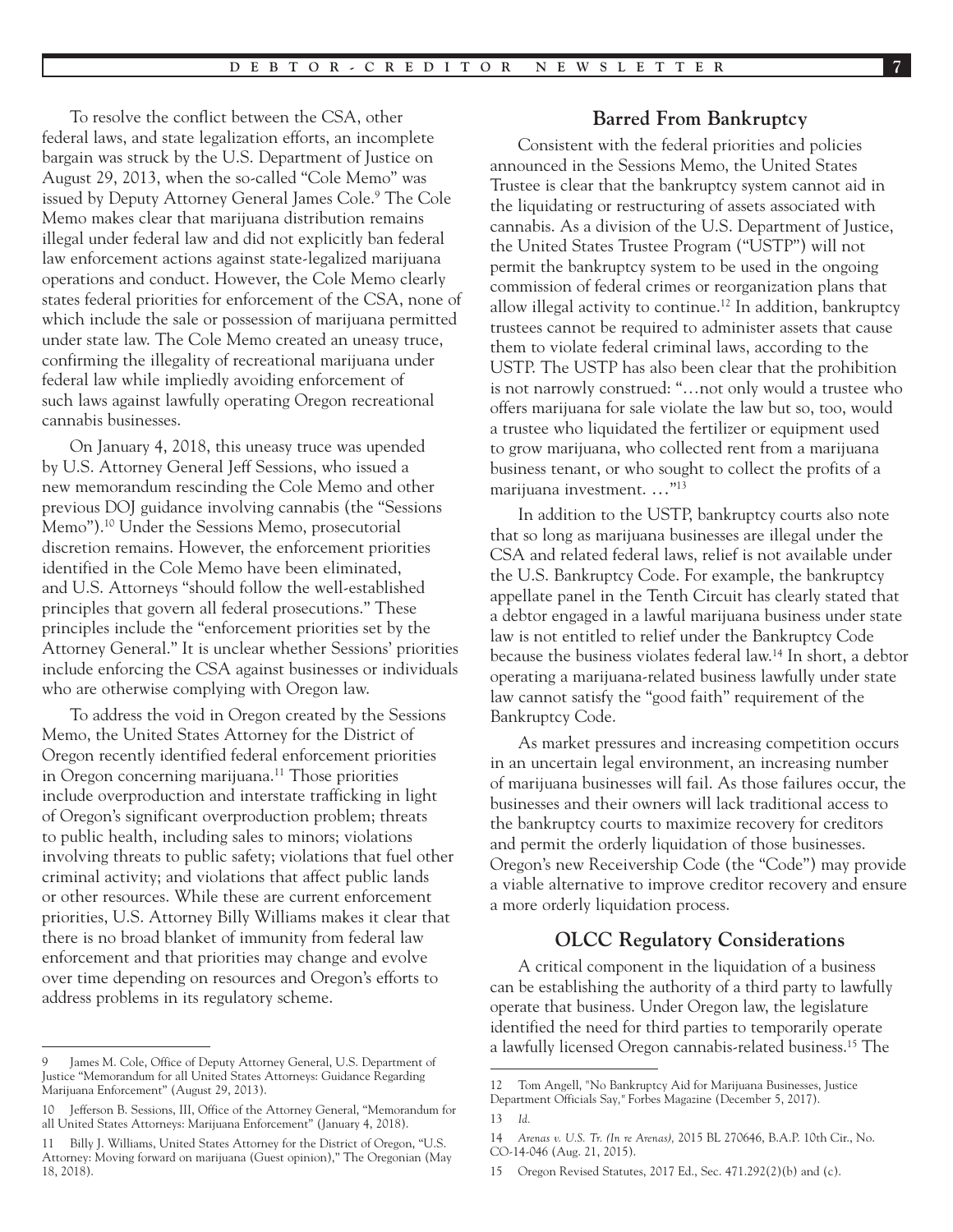To resolve the conflict between the CSA, other federal laws, and state legalization efforts, an incomplete bargain was struck by the U.S. Department of Justice on August 29, 2013, when the so-called "Cole Memo" was issued by Deputy Attorney General James Cole.[9] The Cole Memo makes clear that marijuana distribution remains illegal under federal law and did not explicitly ban federal law enforcement actions against state-legalized marijuana operations and conduct. However, the Cole Memo clearly states federal priorities for enforcement of the CSA, none of which include the sale or possession of marijuana permitted under state law. The Cole Memo created an uneasy truce, confirming the illegality of recreational marijuana under federal law while impliedly avoiding enforcement of such laws against lawfully operating Oregon recreational cannabis businesses.

On January 4, 2018, this uneasy truce was upended by U.S. Attorney General Jeff Sessions, who issued a new memorandum rescinding the Cole Memo and other previous DOJ guidance involving cannabis (the "Sessions Memo").[10] Under the Sessions Memo, prosecutorial discretion remains. However, the enforcement priorities identified in the Cole Memo have been eliminated, and U.S. Attorneys "should follow the well-established principles that govern all federal prosecutions." These principles include the "enforcement priorities set by the Attorney General." It is unclear whether Sessions' priorities include enforcing the CSA against businesses or individuals who are otherwise complying with Oregon law.

To address the void in Oregon created by the Sessions Memo, the United States Attorney for the District of Oregon recently identified federal enforcement priorities in Oregon concerning marijuana.[11] Those priorities include overproduction and interstate trafficking in light of Oregon's significant overproduction problem; threats to public health, including sales to minors; violations involving threats to public safety; violations that fuel other criminal activity; and violations that affect public lands or other resources. While these are current enforcement priorities, U.S. Attorney Billy Williams makes it clear that there is no broad blanket of immunity from federal law enforcement and that priorities may change and evolve over time depending on resources and Oregon's efforts to address problems in its regulatory scheme.

## Barred From Bankruptcy

Consistent with the federal priorities and policies announced in the Sessions Memo, the United States Trustee is clear that the bankruptcy system cannot aid in the liquidating or restructuring of assets associated with cannabis. As a division of the U.S. Department of Justice, the United States Trustee Program ("USTP") will not permit the bankruptcy system to be used in the ongoing commission of federal crimes or reorganization plans that allow illegal activity to continue.[12] In addition, bankruptcy trustees cannot be required to administer assets that cause them to violate federal criminal laws, according to the USTP. The USTP has also been clear that the prohibition is not narrowly construed: "…not only would a trustee who offers marijuana for sale violate the law but so, too, would a trustee who liquidated the fertilizer or equipment used to grow marijuana, who collected rent from a marijuana business tenant, or who sought to collect the profits of a marijuana investment. …"[13]

In addition to the USTP, bankruptcy courts also note that so long as marijuana businesses are illegal under the CSA and related federal laws, relief is not available under the U.S. Bankruptcy Code. For example, the bankruptcy appellate panel in the Tenth Circuit has clearly stated that a debtor engaged in a lawful marijuana business under state law is not entitled to relief under the Bankruptcy Code because the business violates federal law.[14] In short, a debtor operating a marijuana-related business lawfully under state law cannot satisfy the "good faith" requirement of the Bankruptcy Code.

As market pressures and increasing competition occurs in an uncertain legal environment, an increasing number of marijuana businesses will fail. As those failures occur, the businesses and their owners will lack traditional access to the bankruptcy courts to maximize recovery for creditors and permit the orderly liquidation of those businesses. Oregon's new Receivership Code (the "Code") may provide a viable alternative to improve creditor recovery and ensure a more orderly liquidation process.

## OLCC Regulatory Considerations

A critical component in the liquidation of a business can be establishing the authority of a third party to lawfully operate that business. Under Oregon law, the legislature identified the need for third parties to temporarily operate a lawfully licensed Oregon cannabis-related business.[15] The

---

9 James M. Cole, Office of Deputy Attorney General, U.S. Department of Justice "Memorandum for all United States Attorneys: Guidance Regarding Marijuana Enforcement" (August 29, 2013).

10 Jefferson B. Sessions, III, Office of the Attorney General, "Memorandum for all United States Attorneys: Marijuana Enforcement" (January 4, 2018).

11 Billy J. Williams, United States Attorney for the District of Oregon, "U.S. Attorney: Moving forward on marijuana (Guest opinion)," The Oregonian (May 18, 2018).

12 Tom Angell, "No Bankruptcy Aid for Marijuana Businesses, Justice Department Officials Say," Forbes Magazine (December 5, 2017).

13 *Id.*

14 *Arenas v. U.S. Tr. (In re Arenas)*, 2015 BL 270646, B.A.P. 10th Cir., No. CO-14-046 (Aug. 21, 2015).

15 Oregon Revised Statutes, 2017 Ed., Sec. 471.292(2)(b) and (c).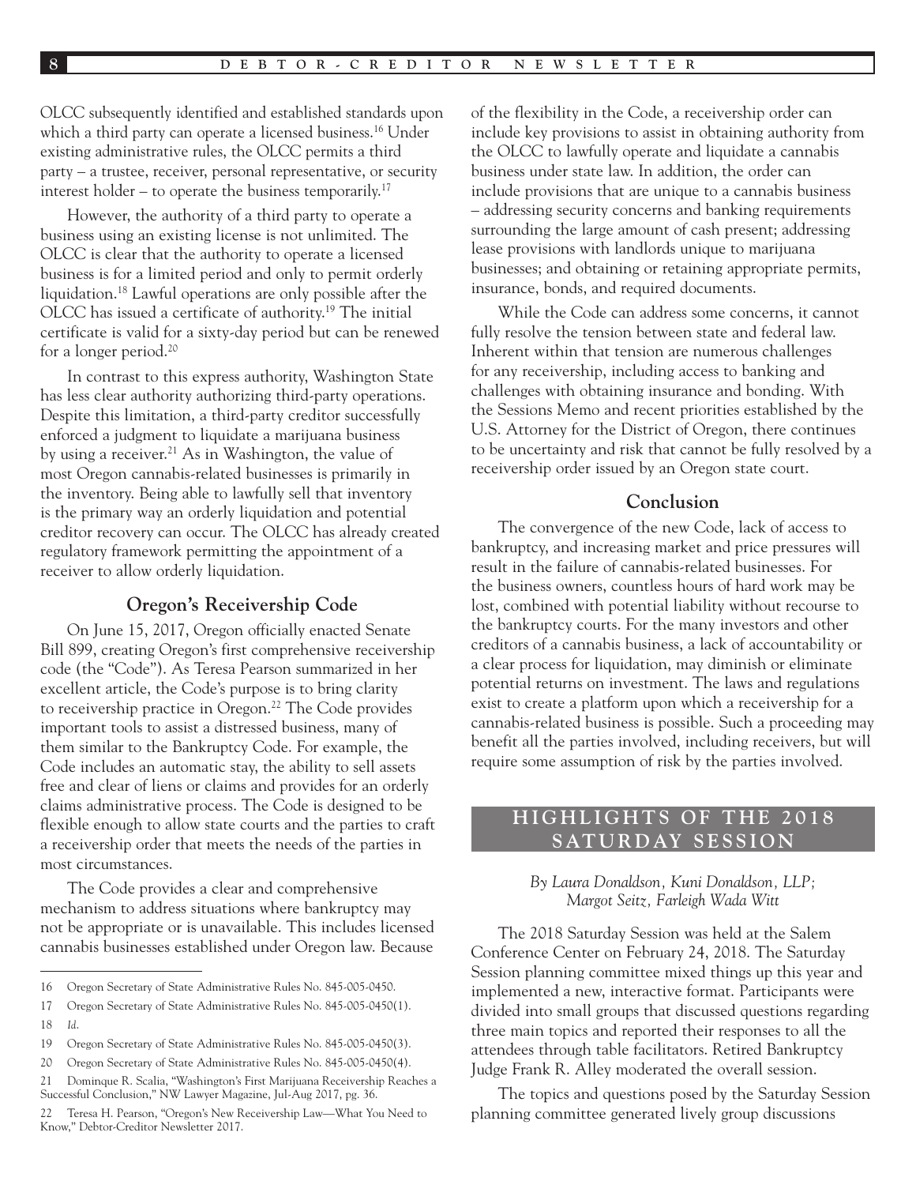OLCC subsequently identified and established standards upon which a third party can operate a licensed business.[16] Under existing administrative rules, the OLCC permits a third party – a trustee, receiver, personal representative, or security interest holder – to operate the business temporarily.[17]

However, the authority of a third party to operate a business using an existing license is not unlimited. The OLCC is clear that the authority to operate a licensed business is for a limited period and only to permit orderly liquidation.[18] Lawful operations are only possible after the OLCC has issued a certificate of authority.[19] The initial certificate is valid for a sixty-day period but can be renewed for a longer period.[20]

In contrast to this express authority, Washington State has less clear authority authorizing third-party operations. Despite this limitation, a third-party creditor successfully enforced a judgment to liquidate a marijuana business by using a receiver.[21] As in Washington, the value of most Oregon cannabis-related businesses is primarily in the inventory. Being able to lawfully sell that inventory is the primary way an orderly liquidation and potential creditor recovery can occur. The OLCC has already created regulatory framework permitting the appointment of a receiver to allow orderly liquidation.

### Oregon's Receivership Code

On June 15, 2017, Oregon officially enacted Senate Bill 899, creating Oregon's first comprehensive receivership code (the "Code"). As Teresa Pearson summarized in her excellent article, the Code's purpose is to bring clarity to receivership practice in Oregon.[22] The Code provides important tools to assist a distressed business, many of them similar to the Bankruptcy Code. For example, the Code includes an automatic stay, the ability to sell assets free and clear of liens or claims and provides for an orderly claims administrative process. The Code is designed to be flexible enough to allow state courts and the parties to craft a receivership order that meets the needs of the parties in most circumstances.

The Code provides a clear and comprehensive mechanism to address situations where bankruptcy may not be appropriate or is unavailable. This includes licensed cannabis businesses established under Oregon law. Because of the flexibility in the Code, a receivership order can include key provisions to assist in obtaining authority from the OLCC to lawfully operate and liquidate a cannabis business under state law. In addition, the order can include provisions that are unique to a cannabis business – addressing security concerns and banking requirements surrounding the large amount of cash present; addressing lease provisions with landlords unique to marijuana businesses; and obtaining or retaining appropriate permits, insurance, bonds, and required documents.

While the Code can address some concerns, it cannot fully resolve the tension between state and federal law. Inherent within that tension are numerous challenges for any receivership, including access to banking and challenges with obtaining insurance and bonding. With the Sessions Memo and recent priorities established by the U.S. Attorney for the District of Oregon, there continues to be uncertainty and risk that cannot be fully resolved by a receivership order issued by an Oregon state court.

### Conclusion

The convergence of the new Code, lack of access to bankruptcy, and increasing market and price pressures will result in the failure of cannabis-related businesses. For the business owners, countless hours of hard work may be lost, combined with potential liability without recourse to the bankruptcy courts. For the many investors and other creditors of a cannabis business, a lack of accountability or a clear process for liquidation, may diminish or eliminate potential returns on investment. The laws and regulations exist to create a platform upon which a receivership for a cannabis-related business is possible. Such a proceeding may benefit all the parties involved, including receivers, but will require some assumption of risk by the parties involved.

## HIGHLIGHTS OF THE 2018 SATURDAY SESSION

*By Laura Donaldson, Kuni Donaldson, LLP; Margot Seitz, Farleigh Wada Witt*

The 2018 Saturday Session was held at the Salem Conference Center on February 24, 2018. The Saturday Session planning committee mixed things up this year and implemented a new, interactive format. Participants were divided into small groups that discussed questions regarding three main topics and reported their responses to all the attendees through table facilitators. Retired Bankruptcy Judge Frank R. Alley moderated the overall session.

The topics and questions posed by the Saturday Session planning committee generated lively group discussions

---

16 Oregon Secretary of State Administrative Rules No. 845-005-0450.

17 Oregon Secretary of State Administrative Rules No. 845-005-0450(1).

18 *Id.*

19 Oregon Secretary of State Administrative Rules No. 845-005-0450(3).

20 Oregon Secretary of State Administrative Rules No. 845-005-0450(4).

21 Dominque R. Scalia, "Washington's First Marijuana Receivership Reaches a Successful Conclusion," NW Lawyer Magazine, Jul-Aug 2017, pg. 36.

22 Teresa H. Pearson, "Oregon's New Receivership Law—What You Need to Know," Debtor-Creditor Newsletter 2017.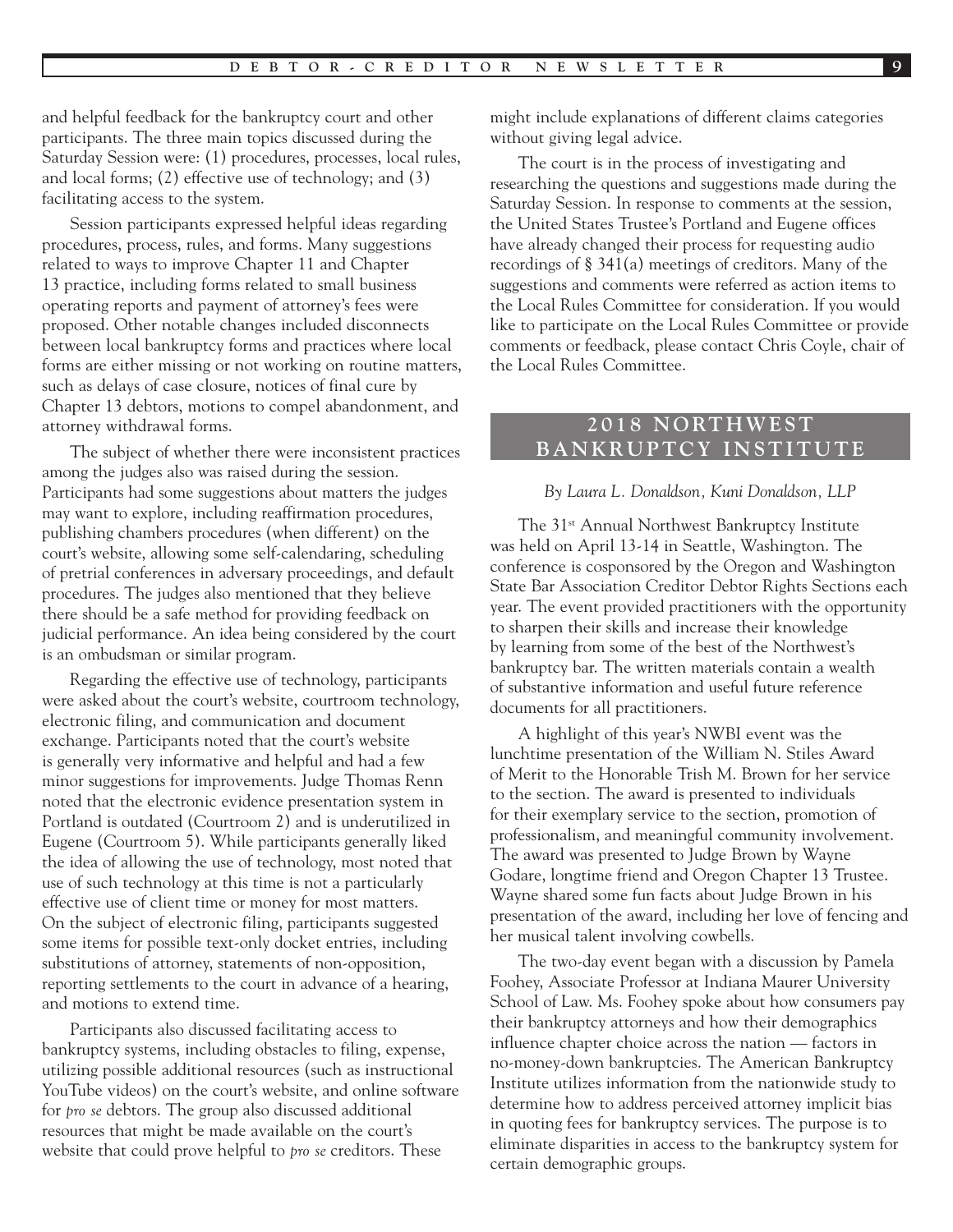and helpful feedback for the bankruptcy court and other participants. The three main topics discussed during the Saturday Session were: (1) procedures, processes, local rules, and local forms; (2) effective use of technology; and (3) facilitating access to the system.

Session participants expressed helpful ideas regarding procedures, process, rules, and forms. Many suggestions related to ways to improve Chapter 11 and Chapter 13 practice, including forms related to small business operating reports and payment of attorney's fees were proposed. Other notable changes included disconnects between local bankruptcy forms and practices where local forms are either missing or not working on routine matters, such as delays of case closure, notices of final cure by Chapter 13 debtors, motions to compel abandonment, and attorney withdrawal forms.

The subject of whether there were inconsistent practices among the judges also was raised during the session. Participants had some suggestions about matters the judges may want to explore, including reaffirmation procedures, publishing chambers procedures (when different) on the court's website, allowing some self-calendaring, scheduling of pretrial conferences in adversary proceedings, and default procedures. The judges also mentioned that they believe there should be a safe method for providing feedback on judicial performance. An idea being considered by the court is an ombudsman or similar program.

Regarding the effective use of technology, participants were asked about the court's website, courtroom technology, electronic filing, and communication and document exchange. Participants noted that the court's website is generally very informative and helpful and had a few minor suggestions for improvements. Judge Thomas Renn noted that the electronic evidence presentation system in Portland is outdated (Courtroom 2) and is underutilized in Eugene (Courtroom 5). While participants generally liked the idea of allowing the use of technology, most noted that use of such technology at this time is not a particularly effective use of client time or money for most matters. On the subject of electronic filing, participants suggested some items for possible text-only docket entries, including substitutions of attorney, statements of non-opposition, reporting settlements to the court in advance of a hearing, and motions to extend time.

Participants also discussed facilitating access to bankruptcy systems, including obstacles to filing, expense, utilizing possible additional resources (such as instructional YouTube videos) on the court's website, and online software for *pro se* debtors. The group also discussed additional resources that might be made available on the court's website that could prove helpful to *pro se* creditors. These might include explanations of different claims categories without giving legal advice.

The court is in the process of investigating and researching the questions and suggestions made during the Saturday Session. In response to comments at the session, the United States Trustee's Portland and Eugene offices have already changed their process for requesting audio recordings of § 341(a) meetings of creditors. Many of the suggestions and comments were referred as action items to the Local Rules Committee for consideration. If you would like to participate on the Local Rules Committee or provide comments or feedback, please contact Chris Coyle, chair of the Local Rules Committee.

## 2018 NORTHWEST BANKRUPTCY INSTITUTE

*By Laura L. Donaldson, Kuni Donaldson, LLP*

The 31st Annual Northwest Bankruptcy Institute was held on April 13-14 in Seattle, Washington. The conference is cosponsored by the Oregon and Washington State Bar Association Creditor Debtor Rights Sections each year. The event provided practitioners with the opportunity to sharpen their skills and increase their knowledge by learning from some of the best of the Northwest's bankruptcy bar. The written materials contain a wealth of substantive information and useful future reference documents for all practitioners.

A highlight of this year's NWBI event was the lunchtime presentation of the William N. Stiles Award of Merit to the Honorable Trish M. Brown for her service to the section. The award is presented to individuals for their exemplary service to the section, promotion of professionalism, and meaningful community involvement. The award was presented to Judge Brown by Wayne Godare, longtime friend and Oregon Chapter 13 Trustee. Wayne shared some fun facts about Judge Brown in his presentation of the award, including her love of fencing and her musical talent involving cowbells.

The two-day event began with a discussion by Pamela Foohey, Associate Professor at Indiana Maurer University School of Law. Ms. Foohey spoke about how consumers pay their bankruptcy attorneys and how their demographics influence chapter choice across the nation — factors in no-money-down bankruptcies. The American Bankruptcy Institute utilizes information from the nationwide study to determine how to address perceived attorney implicit bias in quoting fees for bankruptcy services. The purpose is to eliminate disparities in access to the bankruptcy system for certain demographic groups.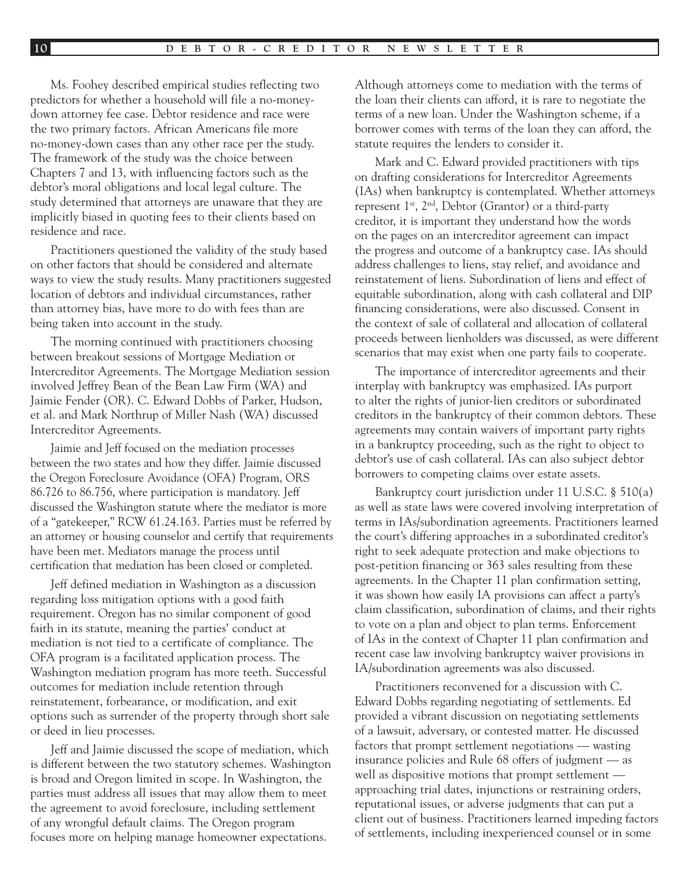Ms. Foohey described empirical studies reflecting two predictors for whether a household will file a no-money-down attorney fee case. Debtor residence and race were the two primary factors. African Americans file more no-money-down cases than any other race per the study. The framework of the study was the choice between Chapters 7 and 13, with influencing factors such as the debtor's moral obligations and local legal culture. The study determined that attorneys are unaware that they are implicitly biased in quoting fees to their clients based on residence and race.

Practitioners questioned the validity of the study based on other factors that should be considered and alternate ways to view the study results. Many practitioners suggested location of debtors and individual circumstances, rather than attorney bias, have more to do with fees than are being taken into account in the study.

The morning continued with practitioners choosing between breakout sessions of Mortgage Mediation or Intercreditor Agreements. The Mortgage Mediation session involved Jeffrey Bean of the Bean Law Firm (WA) and Jaimie Fender (OR). C. Edward Dobbs of Parker, Hudson, et al. and Mark Northrup of Miller Nash (WA) discussed Intercreditor Agreements.

Jaimie and Jeff focused on the mediation processes between the two states and how they differ. Jaimie discussed the Oregon Foreclosure Avoidance (OFA) Program, ORS 86.726 to 86.756, where participation is mandatory. Jeff discussed the Washington statute where the mediator is more of a "gatekeeper," RCW 61.24.163. Parties must be referred by an attorney or housing counselor and certify that requirements have been met. Mediators manage the process until certification that mediation has been closed or completed.

Jeff defined mediation in Washington as a discussion regarding loss mitigation options with a good faith requirement. Oregon has no similar component of good faith in its statute, meaning the parties' conduct at mediation is not tied to a certificate of compliance. The OFA program is a facilitated application process. The Washington mediation program has more teeth. Successful outcomes for mediation include retention through reinstatement, forbearance, or modification, and exit options such as surrender of the property through short sale or deed in lieu processes.

Jeff and Jaimie discussed the scope of mediation, which is different between the two statutory schemes. Washington is broad and Oregon limited in scope. In Washington, the parties must address all issues that may allow them to meet the agreement to avoid foreclosure, including settlement of any wrongful default claims. The Oregon program focuses more on helping manage homeowner expectations. Although attorneys come to mediation with the terms of the loan their clients can afford, it is rare to negotiate the terms of a new loan. Under the Washington scheme, if a borrower comes with terms of the loan they can afford, the statute requires the lenders to consider it.

Mark and C. Edward provided practitioners with tips on drafting considerations for Intercreditor Agreements (IAs) when bankruptcy is contemplated. Whether attorneys represent 1st, 2nd, Debtor (Grantor) or a third-party creditor, it is important they understand how the words on the pages on an intercreditor agreement can impact the progress and outcome of a bankruptcy case. IAs should address challenges to liens, stay relief, and avoidance and reinstatement of liens. Subordination of liens and effect of equitable subordination, along with cash collateral and DIP financing considerations, were also discussed. Consent in the context of sale of collateral and allocation of collateral proceeds between lienholders was discussed, as were different scenarios that may exist when one party fails to cooperate.

The importance of intercreditor agreements and their interplay with bankruptcy was emphasized. IAs purport to alter the rights of junior-lien creditors or subordinated creditors in the bankruptcy of their common debtors. These agreements may contain waivers of important party rights in a bankruptcy proceeding, such as the right to object to debtor's use of cash collateral. IAs can also subject debtor borrowers to competing claims over estate assets.

Bankruptcy court jurisdiction under 11 U.S.C. § 510(a) as well as state laws were covered involving interpretation of terms in IAs/subordination agreements. Practitioners learned the court's differing approaches in a subordinated creditor's right to seek adequate protection and make objections to post-petition financing or 363 sales resulting from these agreements. In the Chapter 11 plan confirmation setting, it was shown how easily IA provisions can affect a party's claim classification, subordination of claims, and their rights to vote on a plan and object to plan terms. Enforcement of IAs in the context of Chapter 11 plan confirmation and recent case law involving bankruptcy waiver provisions in IA/subordination agreements was also discussed.

Practitioners reconvened for a discussion with C. Edward Dobbs regarding negotiating of settlements. Ed provided a vibrant discussion on negotiating settlements of a lawsuit, adversary, or contested matter. He discussed factors that prompt settlement negotiations — wasting insurance policies and Rule 68 offers of judgment — as well as dispositive motions that prompt settlement — approaching trial dates, injunctions or restraining orders, reputational issues, or adverse judgments that can put a client out of business. Practitioners learned impeding factors of settlements, including inexperienced counsel or in some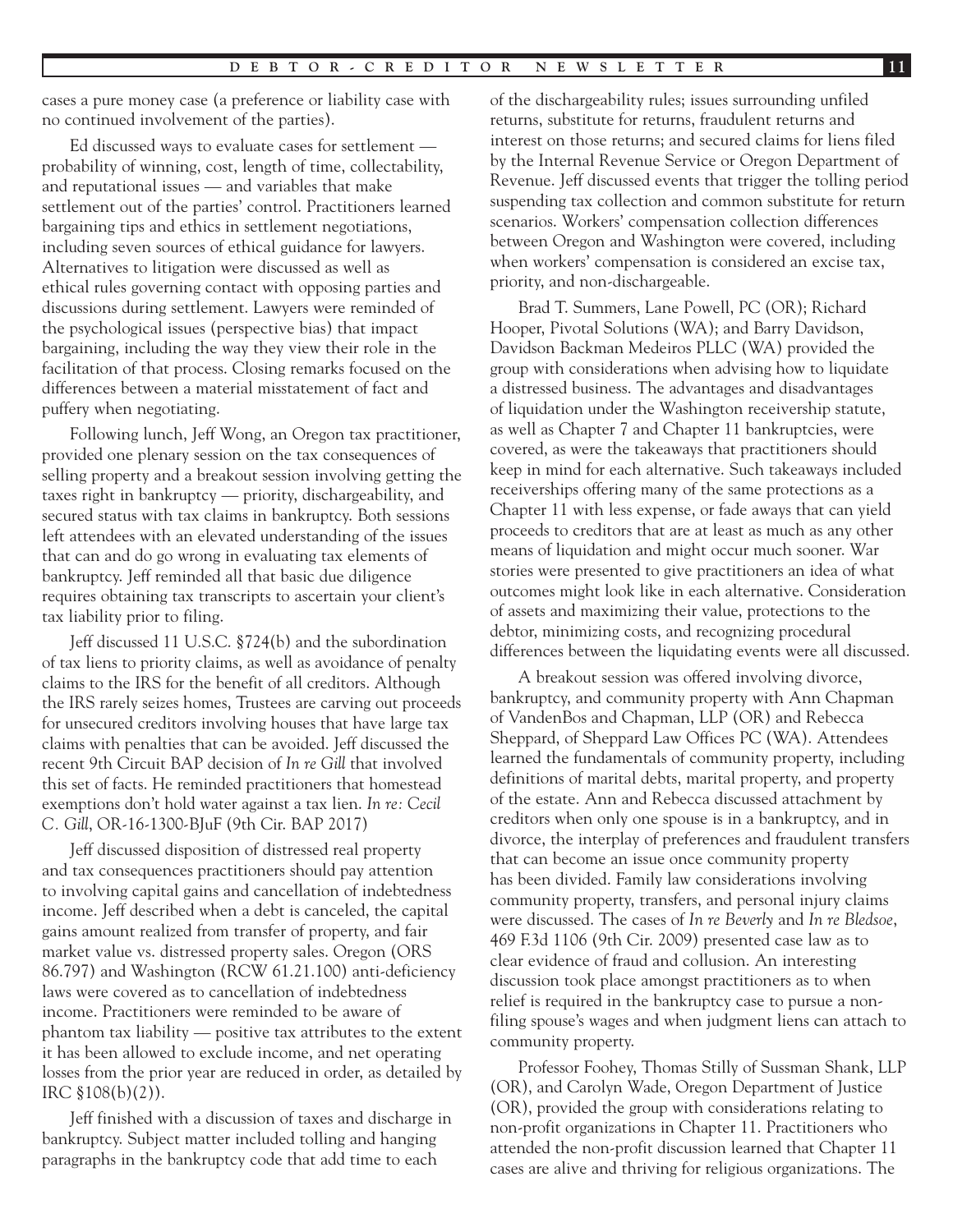cases a pure money case (a preference or liability case with no continued involvement of the parties).

Ed discussed ways to evaluate cases for settlement — probability of winning, cost, length of time, collectability, and reputational issues — and variables that make settlement out of the parties' control. Practitioners learned bargaining tips and ethics in settlement negotiations, including seven sources of ethical guidance for lawyers. Alternatives to litigation were discussed as well as ethical rules governing contact with opposing parties and discussions during settlement. Lawyers were reminded of the psychological issues (perspective bias) that impact bargaining, including the way they view their role in the facilitation of that process. Closing remarks focused on the differences between a material misstatement of fact and puffery when negotiating.

Following lunch, Jeff Wong, an Oregon tax practitioner, provided one plenary session on the tax consequences of selling property and a breakout session involving getting the taxes right in bankruptcy — priority, dischargeability, and secured status with tax claims in bankruptcy. Both sessions left attendees with an elevated understanding of the issues that can and do go wrong in evaluating tax elements of bankruptcy. Jeff reminded all that basic due diligence requires obtaining tax transcripts to ascertain your client's tax liability prior to filing.

Jeff discussed 11 U.S.C. §724(b) and the subordination of tax liens to priority claims, as well as avoidance of penalty claims to the IRS for the benefit of all creditors. Although the IRS rarely seizes homes, Trustees are carving out proceeds for unsecured creditors involving houses that have large tax claims with penalties that can be avoided. Jeff discussed the recent 9th Circuit BAP decision of *In re Gill* that involved this set of facts. He reminded practitioners that homestead exemptions don't hold water against a tax lien. *In re: Cecil C. Gill*, OR-16-1300-BJuF (9th Cir. BAP 2017)

Jeff discussed disposition of distressed real property and tax consequences practitioners should pay attention to involving capital gains and cancellation of indebtedness income. Jeff described when a debt is canceled, the capital gains amount realized from transfer of property, and fair market value vs. distressed property sales. Oregon (ORS 86.797) and Washington (RCW 61.21.100) anti-deficiency laws were covered as to cancellation of indebtedness income. Practitioners were reminded to be aware of phantom tax liability — positive tax attributes to the extent it has been allowed to exclude income, and net operating losses from the prior year are reduced in order, as detailed by IRC §108(b)(2)).

Jeff finished with a discussion of taxes and discharge in bankruptcy. Subject matter included tolling and hanging paragraphs in the bankruptcy code that add time to each of the dischargeability rules; issues surrounding unfiled returns, substitute for returns, fraudulent returns and interest on those returns; and secured claims for liens filed by the Internal Revenue Service or Oregon Department of Revenue. Jeff discussed events that trigger the tolling period suspending tax collection and common substitute for return scenarios. Workers' compensation collection differences between Oregon and Washington were covered, including when workers' compensation is considered an excise tax, priority, and non-dischargeable.

Brad T. Summers, Lane Powell, PC (OR); Richard Hooper, Pivotal Solutions (WA); and Barry Davidson, Davidson Backman Medeiros PLLC (WA) provided the group with considerations when advising how to liquidate a distressed business. The advantages and disadvantages of liquidation under the Washington receivership statute, as well as Chapter 7 and Chapter 11 bankruptcies, were covered, as were the takeaways that practitioners should keep in mind for each alternative. Such takeaways included receiverships offering many of the same protections as a Chapter 11 with less expense, or fade aways that can yield proceeds to creditors that are at least as much as any other means of liquidation and might occur much sooner. War stories were presented to give practitioners an idea of what outcomes might look like in each alternative. Consideration of assets and maximizing their value, protections to the debtor, minimizing costs, and recognizing procedural differences between the liquidating events were all discussed.

A breakout session was offered involving divorce, bankruptcy, and community property with Ann Chapman of VandenBos and Chapman, LLP (OR) and Rebecca Sheppard, of Sheppard Law Offices PC (WA). Attendees learned the fundamentals of community property, including definitions of marital debts, marital property, and property of the estate. Ann and Rebecca discussed attachment by creditors when only one spouse is in a bankruptcy, and in divorce, the interplay of preferences and fraudulent transfers that can become an issue once community property has been divided. Family law considerations involving community property, transfers, and personal injury claims were discussed. The cases of *In re Beverly* and *In re Bledsoe*, 469 F.3d 1106 (9th Cir. 2009) presented case law as to clear evidence of fraud and collusion. An interesting discussion took place amongst practitioners as to when relief is required in the bankruptcy case to pursue a non-filing spouse's wages and when judgment liens can attach to community property.

Professor Foohey, Thomas Stilly of Sussman Shank, LLP (OR), and Carolyn Wade, Oregon Department of Justice (OR), provided the group with considerations relating to non-profit organizations in Chapter 11. Practitioners who attended the non-profit discussion learned that Chapter 11 cases are alive and thriving for religious organizations. The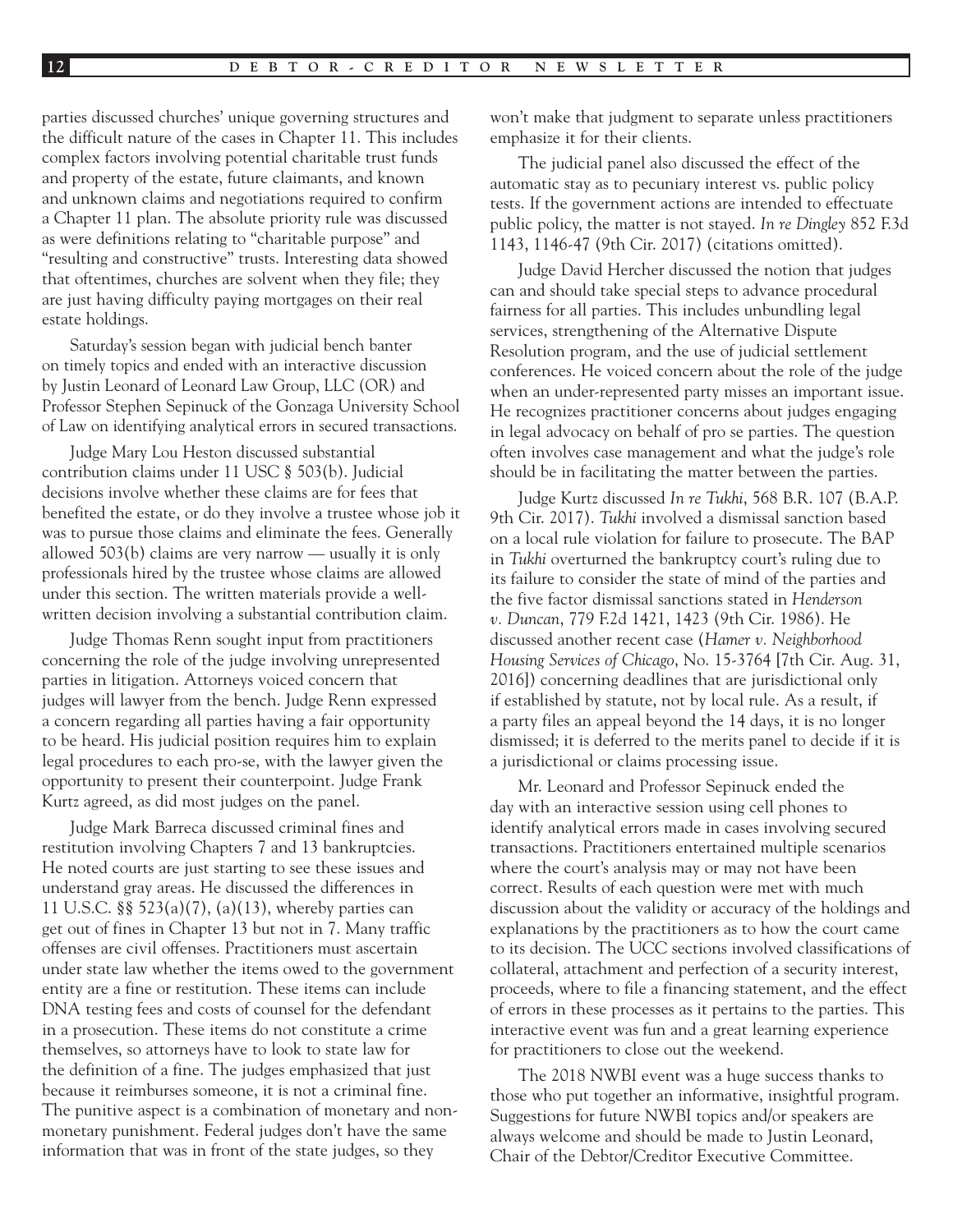parties discussed churches' unique governing structures and the difficult nature of the cases in Chapter 11. This includes complex factors involving potential charitable trust funds and property of the estate, future claimants, and known and unknown claims and negotiations required to confirm a Chapter 11 plan. The absolute priority rule was discussed as were definitions relating to "charitable purpose" and "resulting and constructive" trusts. Interesting data showed that oftentimes, churches are solvent when they file; they are just having difficulty paying mortgages on their real estate holdings.

Saturday's session began with judicial bench banter on timely topics and ended with an interactive discussion by Justin Leonard of Leonard Law Group, LLC (OR) and Professor Stephen Sepinuck of the Gonzaga University School of Law on identifying analytical errors in secured transactions.

Judge Mary Lou Heston discussed substantial contribution claims under 11 USC § 503(b). Judicial decisions involve whether these claims are for fees that benefited the estate, or do they involve a trustee whose job it was to pursue those claims and eliminate the fees. Generally allowed 503(b) claims are very narrow — usually it is only professionals hired by the trustee whose claims are allowed under this section. The written materials provide a well-written decision involving a substantial contribution claim.

Judge Thomas Renn sought input from practitioners concerning the role of the judge involving unrepresented parties in litigation. Attorneys voiced concern that judges will lawyer from the bench. Judge Renn expressed a concern regarding all parties having a fair opportunity to be heard. His judicial position requires him to explain legal procedures to each pro-se, with the lawyer given the opportunity to present their counterpoint. Judge Frank Kurtz agreed, as did most judges on the panel.

Judge Mark Barreca discussed criminal fines and restitution involving Chapters 7 and 13 bankruptcies. He noted courts are just starting to see these issues and understand gray areas. He discussed the differences in 11 U.S.C. §§ 523(a)(7), (a)(13), whereby parties can get out of fines in Chapter 13 but not in 7. Many traffic offenses are civil offenses. Practitioners must ascertain under state law whether the items owed to the government entity are a fine or restitution. These items can include DNA testing fees and costs of counsel for the defendant in a prosecution. These items do not constitute a crime themselves, so attorneys have to look to state law for the definition of a fine. The judges emphasized that just because it reimburses someone, it is not a criminal fine. The punitive aspect is a combination of monetary and non-monetary punishment. Federal judges don't have the same information that was in front of the state judges, so they won't make that judgment to separate unless practitioners emphasize it for their clients.

The judicial panel also discussed the effect of the automatic stay as to pecuniary interest vs. public policy tests. If the government actions are intended to effectuate public policy, the matter is not stayed. *In re Dingley* 852 F.3d 1143, 1146-47 (9th Cir. 2017) (citations omitted).

Judge David Hercher discussed the notion that judges can and should take special steps to advance procedural fairness for all parties. This includes unbundling legal services, strengthening of the Alternative Dispute Resolution program, and the use of judicial settlement conferences. He voiced concern about the role of the judge when an under-represented party misses an important issue. He recognizes practitioner concerns about judges engaging in legal advocacy on behalf of pro se parties. The question often involves case management and what the judge's role should be in facilitating the matter between the parties.

Judge Kurtz discussed *In re Tukhi*, 568 B.R. 107 (B.A.P. 9th Cir. 2017). *Tukhi* involved a dismissal sanction based on a local rule violation for failure to prosecute. The BAP in *Tukhi* overturned the bankruptcy court's ruling due to its failure to consider the state of mind of the parties and the five factor dismissal sanctions stated in *Henderson v. Duncan*, 779 F.2d 1421, 1423 (9th Cir. 1986). He discussed another recent case (*Hamer v. Neighborhood Housing Services of Chicago*, No. 15-3764 [7th Cir. Aug. 31, 2016]) concerning deadlines that are jurisdictional only if established by statute, not by local rule. As a result, if a party files an appeal beyond the 14 days, it is no longer dismissed; it is deferred to the merits panel to decide if it is a jurisdictional or claims processing issue.

Mr. Leonard and Professor Sepinuck ended the day with an interactive session using cell phones to identify analytical errors made in cases involving secured transactions. Practitioners entertained multiple scenarios where the court's analysis may or may not have been correct. Results of each question were met with much discussion about the validity or accuracy of the holdings and explanations by the practitioners as to how the court came to its decision. The UCC sections involved classifications of collateral, attachment and perfection of a security interest, proceeds, where to file a financing statement, and the effect of errors in these processes as it pertains to the parties. This interactive event was fun and a great learning experience for practitioners to close out the weekend.

The 2018 NWBI event was a huge success thanks to those who put together an informative, insightful program. Suggestions for future NWBI topics and/or speakers are always welcome and should be made to Justin Leonard, Chair of the Debtor/Creditor Executive Committee.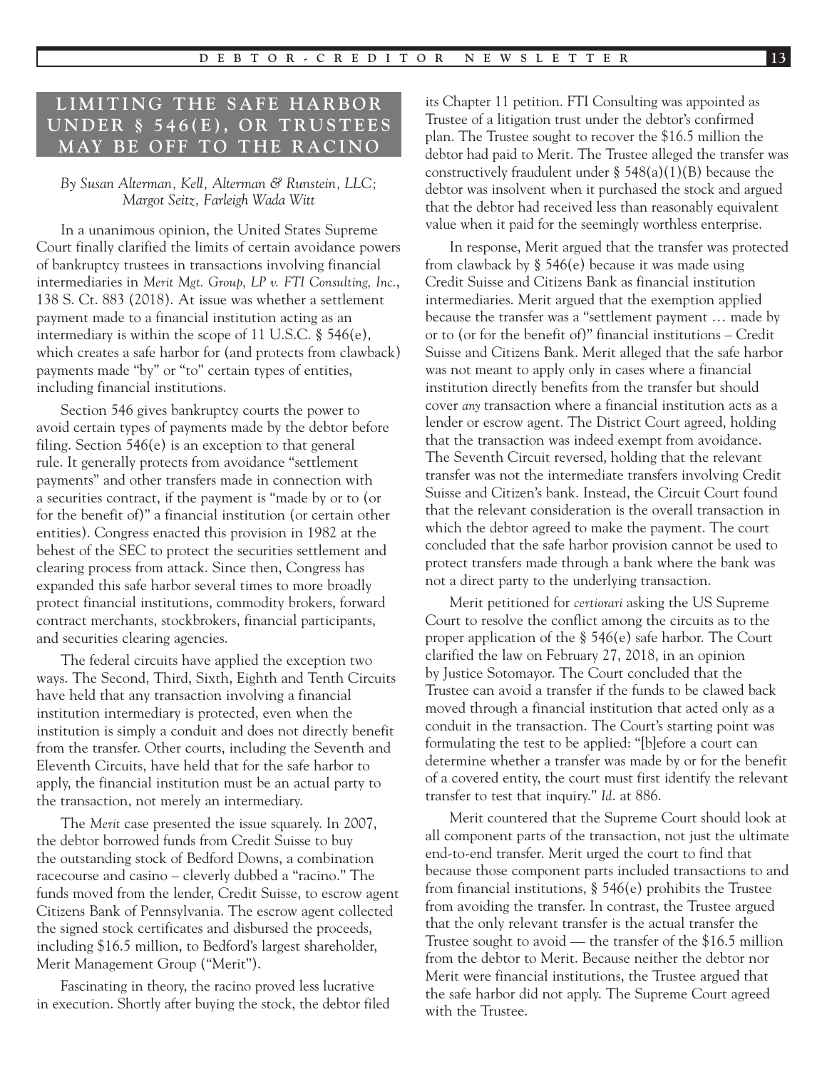## LIMITING THE SAFE HARBOR UNDER § 546(E), OR TRUSTEES MAY BE OFF TO THE RACINO

*By Susan Alterman, Kell, Alterman & Runstein, LLC; Margot Seitz, Farleigh Wada Witt*

In a unanimous opinion, the United States Supreme Court finally clarified the limits of certain avoidance powers of bankruptcy trustees in transactions involving financial intermediaries in *Merit Mgt. Group, LP v. FTI Consulting, Inc.*, 138 S. Ct. 883 (2018). At issue was whether a settlement payment made to a financial institution acting as an intermediary is within the scope of 11 U.S.C. § 546(e), which creates a safe harbor for (and protects from clawback) payments made "by" or "to" certain types of entities, including financial institutions.

Section 546 gives bankruptcy courts the power to avoid certain types of payments made by the debtor before filing. Section 546(e) is an exception to that general rule. It generally protects from avoidance "settlement payments" and other transfers made in connection with a securities contract, if the payment is "made by or to (or for the benefit of)" a financial institution (or certain other entities). Congress enacted this provision in 1982 at the behest of the SEC to protect the securities settlement and clearing process from attack. Since then, Congress has expanded this safe harbor several times to more broadly protect financial institutions, commodity brokers, forward contract merchants, stockbrokers, financial participants, and securities clearing agencies.

The federal circuits have applied the exception two ways. The Second, Third, Sixth, Eighth and Tenth Circuits have held that any transaction involving a financial institution intermediary is protected, even when the institution is simply a conduit and does not directly benefit from the transfer. Other courts, including the Seventh and Eleventh Circuits, have held that for the safe harbor to apply, the financial institution must be an actual party to the transaction, not merely an intermediary.

The *Merit* case presented the issue squarely. In 2007, the debtor borrowed funds from Credit Suisse to buy the outstanding stock of Bedford Downs, a combination racecourse and casino – cleverly dubbed a "racino." The funds moved from the lender, Credit Suisse, to escrow agent Citizens Bank of Pennsylvania. The escrow agent collected the signed stock certificates and disbursed the proceeds, including $16.5 million, to Bedford's largest shareholder, Merit Management Group ("Merit").

Fascinating in theory, the racino proved less lucrative in execution. Shortly after buying the stock, the debtor filed its Chapter 11 petition. FTI Consulting was appointed as Trustee of a litigation trust under the debtor's confirmed plan. The Trustee sought to recover the $16.5 million the debtor had paid to Merit. The Trustee alleged the transfer was constructively fraudulent under § 548(a)(1)(B) because the debtor was insolvent when it purchased the stock and argued that the debtor had received less than reasonably equivalent value when it paid for the seemingly worthless enterprise.

In response, Merit argued that the transfer was protected from clawback by § 546(e) because it was made using Credit Suisse and Citizens Bank as financial institution intermediaries. Merit argued that the exemption applied because the transfer was a "settlement payment … made by or to (or for the benefit of)" financial institutions – Credit Suisse and Citizens Bank. Merit alleged that the safe harbor was not meant to apply only in cases where a financial institution directly benefits from the transfer but should cover *any* transaction where a financial institution acts as a lender or escrow agent. The District Court agreed, holding that the transaction was indeed exempt from avoidance. The Seventh Circuit reversed, holding that the relevant transfer was not the intermediate transfers involving Credit Suisse and Citizen's bank. Instead, the Circuit Court found that the relevant consideration is the overall transaction in which the debtor agreed to make the payment. The court concluded that the safe harbor provision cannot be used to protect transfers made through a bank where the bank was not a direct party to the underlying transaction.

Merit petitioned for *certiorari* asking the US Supreme Court to resolve the conflict among the circuits as to the proper application of the § 546(e) safe harbor. The Court clarified the law on February 27, 2018, in an opinion by Justice Sotomayor. The Court concluded that the Trustee can avoid a transfer if the funds to be clawed back moved through a financial institution that acted only as a conduit in the transaction. The Court's starting point was formulating the test to be applied: "[b]efore a court can determine whether a transfer was made by or for the benefit of a covered entity, the court must first identify the relevant transfer to test that inquiry." *Id.* at 886.

Merit countered that the Supreme Court should look at all component parts of the transaction, not just the ultimate end-to-end transfer. Merit urged the court to find that because those component parts included transactions to and from financial institutions, § 546(e) prohibits the Trustee from avoiding the transfer. In contrast, the Trustee argued that the only relevant transfer is the actual transfer the Trustee sought to avoid — the transfer of the $16.5 million from the debtor to Merit. Because neither the debtor nor Merit were financial institutions, the Trustee argued that the safe harbor did not apply. The Supreme Court agreed with the Trustee.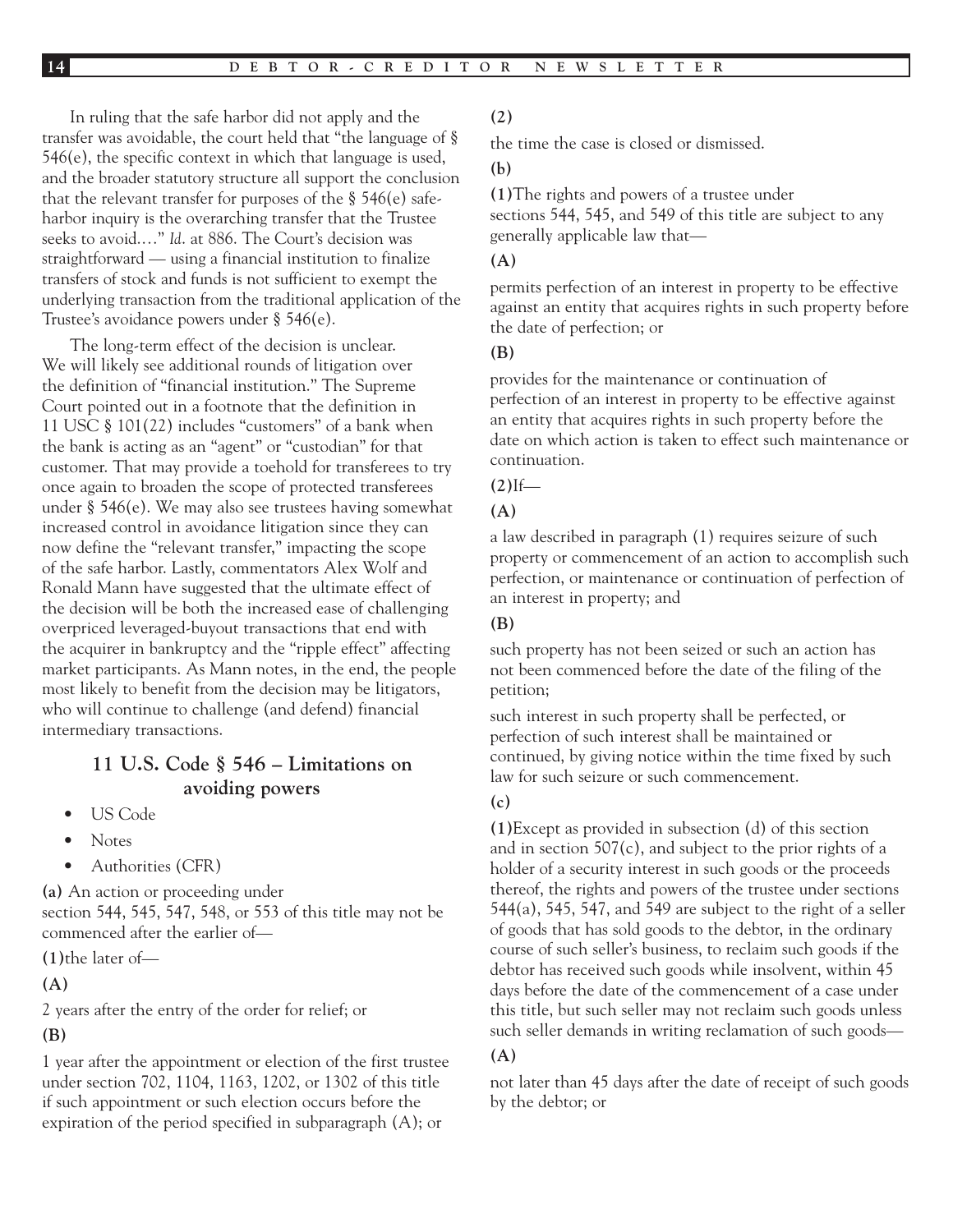In ruling that the safe harbor did not apply and the transfer was avoidable, the court held that "the language of § 546(e), the specific context in which that language is used, and the broader statutory structure all support the conclusion that the relevant transfer for purposes of the § 546(e) safe-harbor inquiry is the overarching transfer that the Trustee seeks to avoid…." *Id*. at 886. The Court's decision was straightforward — using a financial institution to finalize transfers of stock and funds is not sufficient to exempt the underlying transaction from the traditional application of the Trustee's avoidance powers under § 546(e).

The long-term effect of the decision is unclear. We will likely see additional rounds of litigation over the definition of "financial institution." The Supreme Court pointed out in a footnote that the definition in 11 USC § 101(22) includes "customers" of a bank when the bank is acting as an "agent" or "custodian" for that customer. That may provide a toehold for transferees to try once again to broaden the scope of protected transferees under § 546(e). We may also see trustees having somewhat increased control in avoidance litigation since they can now define the "relevant transfer," impacting the scope of the safe harbor. Lastly, commentators Alex Wolf and Ronald Mann have suggested that the ultimate effect of the decision will be both the increased ease of challenging overpriced leveraged-buyout transactions that end with the acquirer in bankruptcy and the "ripple effect" affecting market participants. As Mann notes, in the end, the people most likely to benefit from the decision may be litigators, who will continue to challenge (and defend) financial intermediary transactions.

### 11 U.S. Code § 546 – Limitations on avoiding powers

- US Code
- Notes
- Authorities (CFR)

**(a)** An action or proceeding under section 544, 545, 547, 548, or 553 of this title may not be commenced after the earlier of—

**(1)**the later of—

**(A)**

2 years after the entry of the order for relief; or

**(B)**

1 year after the appointment or election of the first trustee under section 702, 1104, 1163, 1202, or 1302 of this title if such appointment or such election occurs before the expiration of the period specified in subparagraph (A); or

**(2)**

the time the case is closed or dismissed.

**(b)**

**(1)**The rights and powers of a trustee under sections 544, 545, and 549 of this title are subject to any generally applicable law that—

**(A)**

permits perfection of an interest in property to be effective against an entity that acquires rights in such property before the date of perfection; or

**(B)**

provides for the maintenance or continuation of perfection of an interest in property to be effective against an entity that acquires rights in such property before the date on which action is taken to effect such maintenance or continuation.

**(2)**If—

**(A)**

a law described in paragraph (1) requires seizure of such property or commencement of an action to accomplish such perfection, or maintenance or continuation of perfection of an interest in property; and

**(B)**

such property has not been seized or such an action has not been commenced before the date of the filing of the petition;

such interest in such property shall be perfected, or perfection of such interest shall be maintained or continued, by giving notice within the time fixed by such law for such seizure or such commencement.

**(c)**

**(1)**Except as provided in subsection (d) of this section and in section 507(c), and subject to the prior rights of a holder of a security interest in such goods or the proceeds thereof, the rights and powers of the trustee under sections 544(a), 545, 547, and 549 are subject to the right of a seller of goods that has sold goods to the debtor, in the ordinary course of such seller's business, to reclaim such goods if the debtor has received such goods while insolvent, within 45 days before the date of the commencement of a case under this title, but such seller may not reclaim such goods unless such seller demands in writing reclamation of such goods—

**(A)**

not later than 45 days after the date of receipt of such goods by the debtor; or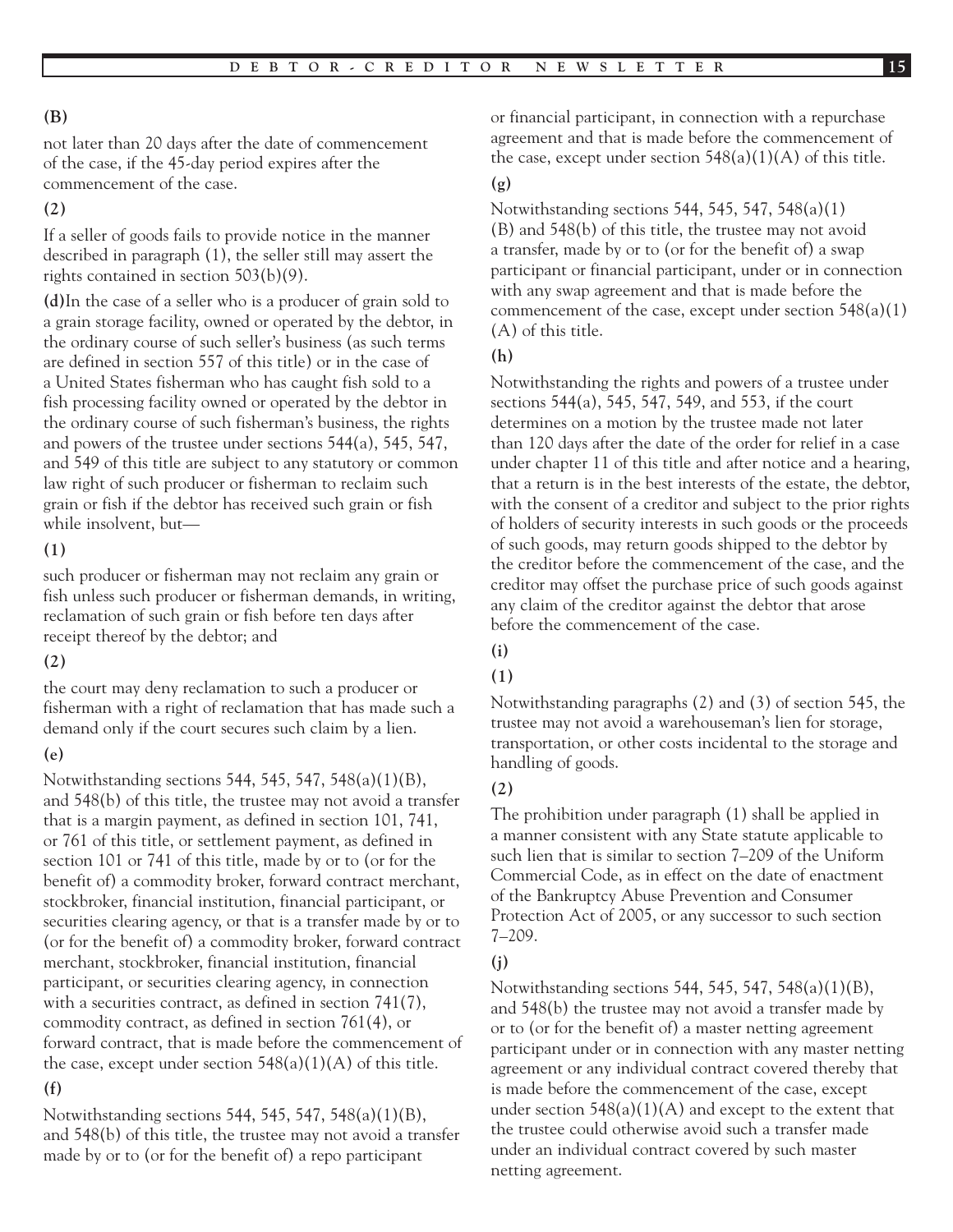**(B)**

not later than 20 days after the date of commencement of the case, if the 45-day period expires after the commencement of the case.

**(2)**

If a seller of goods fails to provide notice in the manner described in paragraph (1), the seller still may assert the rights contained in section 503(b)(9).

**(d)** In the case of a seller who is a producer of grain sold to a grain storage facility, owned or operated by the debtor, in the ordinary course of such seller's business (as such terms are defined in section 557 of this title) or in the case of a United States fisherman who has caught fish sold to a fish processing facility owned or operated by the debtor in the ordinary course of such fisherman's business, the rights and powers of the trustee under sections 544(a), 545, 547, and 549 of this title are subject to any statutory or common law right of such producer or fisherman to reclaim such grain or fish if the debtor has received such grain or fish while insolvent, but—

**(1)**

such producer or fisherman may not reclaim any grain or fish unless such producer or fisherman demands, in writing, reclamation of such grain or fish before ten days after receipt thereof by the debtor; and

**(2)**

the court may deny reclamation to such a producer or fisherman with a right of reclamation that has made such a demand only if the court secures such claim by a lien.

**(e)**

Notwithstanding sections 544, 545, 547, 548(a)(1)(B), and 548(b) of this title, the trustee may not avoid a transfer that is a margin payment, as defined in section 101, 741, or 761 of this title, or settlement payment, as defined in section 101 or 741 of this title, made by or to (or for the benefit of) a commodity broker, forward contract merchant, stockbroker, financial institution, financial participant, or securities clearing agency, or that is a transfer made by or to (or for the benefit of) a commodity broker, forward contract merchant, stockbroker, financial institution, financial participant, or securities clearing agency, in connection with a securities contract, as defined in section 741(7), commodity contract, as defined in section 761(4), or forward contract, that is made before the commencement of the case, except under section 548(a)(1)(A) of this title.

**(f)**

Notwithstanding sections 544, 545, 547, 548(a)(1)(B), and 548(b) of this title, the trustee may not avoid a transfer made by or to (or for the benefit of) a repo participant or financial participant, in connection with a repurchase agreement and that is made before the commencement of the case, except under section 548(a)(1)(A) of this title.

**(g)**

Notwithstanding sections 544, 545, 547, 548(a)(1)(B) and 548(b) of this title, the trustee may not avoid a transfer, made by or to (or for the benefit of) a swap participant or financial participant, under or in connection with any swap agreement and that is made before the commencement of the case, except under section 548(a)(1)(A) of this title.

**(h)**

Notwithstanding the rights and powers of a trustee under sections 544(a), 545, 547, 549, and 553, if the court determines on a motion by the trustee made not later than 120 days after the date of the order for relief in a case under chapter 11 of this title and after notice and a hearing, that a return is in the best interests of the estate, the debtor, with the consent of a creditor and subject to the prior rights of holders of security interests in such goods or the proceeds of such goods, may return goods shipped to the debtor by the creditor before the commencement of the case, and the creditor may offset the purchase price of such goods against any claim of the creditor against the debtor that arose before the commencement of the case.

**(i)**

**(1)**

Notwithstanding paragraphs (2) and (3) of section 545, the trustee may not avoid a warehouseman's lien for storage, transportation, or other costs incidental to the storage and handling of goods.

**(2)**

The prohibition under paragraph (1) shall be applied in a manner consistent with any State statute applicable to such lien that is similar to section 7–209 of the Uniform Commercial Code, as in effect on the date of enactment of the Bankruptcy Abuse Prevention and Consumer Protection Act of 2005, or any successor to such section 7–209.

**(j)**

Notwithstanding sections 544, 545, 547, 548(a)(1)(B), and 548(b) the trustee may not avoid a transfer made by or to (or for the benefit of) a master netting agreement participant under or in connection with any master netting agreement or any individual contract covered thereby that is made before the commencement of the case, except under section 548(a)(1)(A) and except to the extent that the trustee could otherwise avoid such a transfer made under an individual contract covered by such master netting agreement.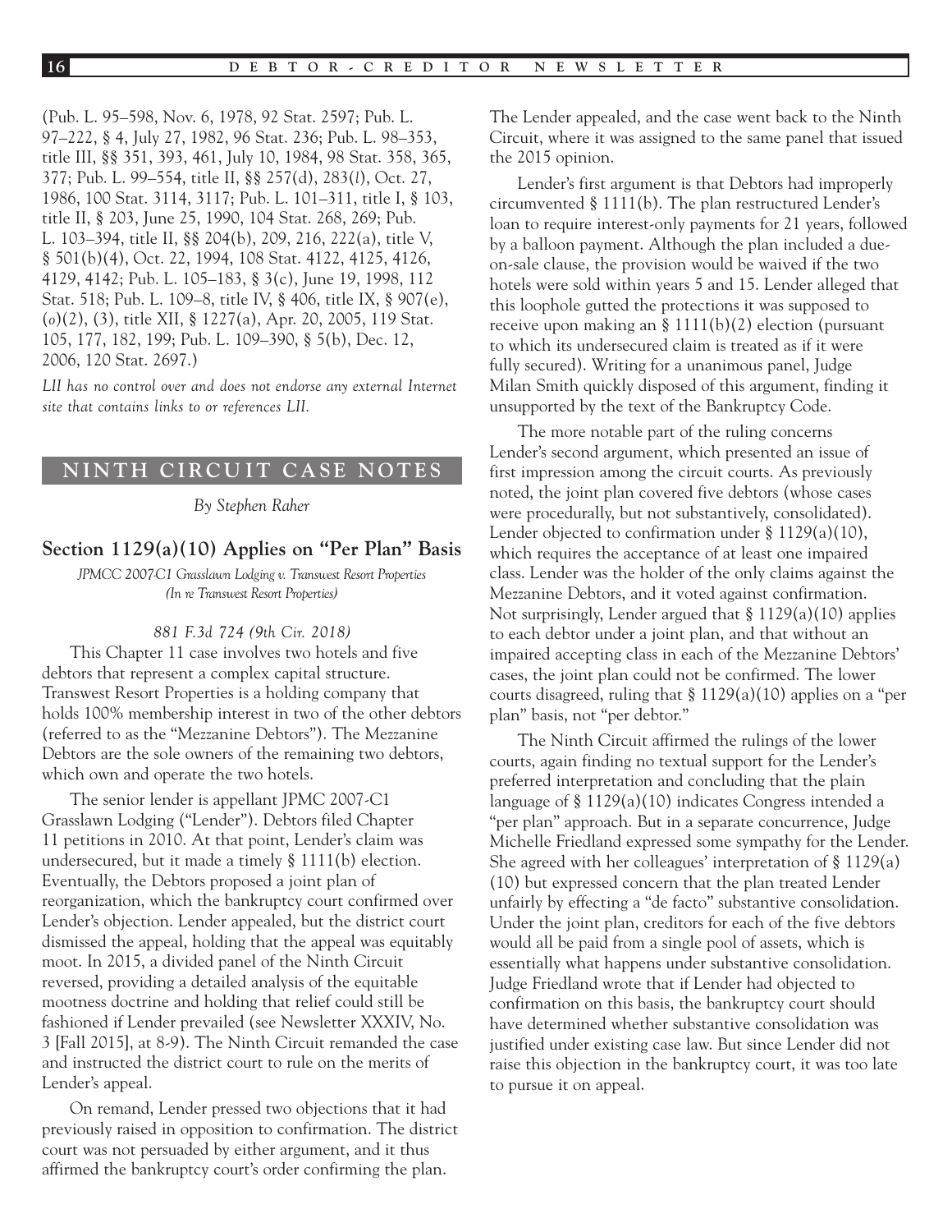(Pub. L. 95–598, Nov. 6, 1978, 92 Stat. 2597; Pub. L. 97–222, § 4, July 27, 1982, 96 Stat. 236; Pub. L. 98–353, title III, §§ 351, 393, 461, July 10, 1984, 98 Stat. 358, 365, 377; Pub. L. 99–554, title II, §§ 257(d), 283(*l*), Oct. 27, 1986, 100 Stat. 3114, 3117; Pub. L. 101–311, title I, § 103, title II, § 203, June 25, 1990, 104 Stat. 268, 269; Pub. L. 103–394, title II, §§ 204(b), 209, 216, 222(a), title V, § 501(b)(4), Oct. 22, 1994, 108 Stat. 4122, 4125, 4126, 4129, 4142; Pub. L. 105–183, § 3(c), June 19, 1998, 112 Stat. 518; Pub. L. 109–8, title IV, § 406, title IX, § 907(e), (*o*)(2), (3), title XII, § 1227(a), Apr. 20, 2005, 119 Stat. 105, 177, 182, 199; Pub. L. 109–390, § 5(b), Dec. 12, 2006, 120 Stat. 2697.)

*LII has no control over and does not endorse any external Internet site that contains links to or references LII.*

## NINTH CIRCUIT CASE NOTES

*By Stephen Raher*

### Section 1129(a)(10) Applies on "Per Plan" Basis

*JPMCC 2007-C1 Grasslawn Lodging v. Transwest Resort Properties (In re Transwest Resort Properties)*

*881 F.3d 724 (9th Cir. 2018)*

This Chapter 11 case involves two hotels and five debtors that represent a complex capital structure. Transwest Resort Properties is a holding company that holds 100% membership interest in two of the other debtors (referred to as the "Mezzanine Debtors"). The Mezzanine Debtors are the sole owners of the remaining two debtors, which own and operate the two hotels.

The senior lender is appellant JPMC 2007-C1 Grasslawn Lodging ("Lender"). Debtors filed Chapter 11 petitions in 2010. At that point, Lender's claim was undersecured, but it made a timely § 1111(b) election. Eventually, the Debtors proposed a joint plan of reorganization, which the bankruptcy court confirmed over Lender's objection. Lender appealed, but the district court dismissed the appeal, holding that the appeal was equitably moot. In 2015, a divided panel of the Ninth Circuit reversed, providing a detailed analysis of the equitable mootness doctrine and holding that relief could still be fashioned if Lender prevailed (see Newsletter XXXIV, No. 3 [Fall 2015], at 8-9). The Ninth Circuit remanded the case and instructed the district court to rule on the merits of Lender's appeal.

On remand, Lender pressed two objections that it had previously raised in opposition to confirmation. The district court was not persuaded by either argument, and it thus affirmed the bankruptcy court's order confirming the plan. The Lender appealed, and the case went back to the Ninth Circuit, where it was assigned to the same panel that issued the 2015 opinion.

Lender's first argument is that Debtors had improperly circumvented § 1111(b). The plan restructured Lender's loan to require interest-only payments for 21 years, followed by a balloon payment. Although the plan included a due-on-sale clause, the provision would be waived if the two hotels were sold within years 5 and 15. Lender alleged that this loophole gutted the protections it was supposed to receive upon making an § 1111(b)(2) election (pursuant to which its undersecured claim is treated as if it were fully secured). Writing for a unanimous panel, Judge Milan Smith quickly disposed of this argument, finding it unsupported by the text of the Bankruptcy Code.

The more notable part of the ruling concerns Lender's second argument, which presented an issue of first impression among the circuit courts. As previously noted, the joint plan covered five debtors (whose cases were procedurally, but not substantively, consolidated). Lender objected to confirmation under § 1129(a)(10), which requires the acceptance of at least one impaired class. Lender was the holder of the only claims against the Mezzanine Debtors, and it voted against confirmation. Not surprisingly, Lender argued that § 1129(a)(10) applies to each debtor under a joint plan, and that without an impaired accepting class in each of the Mezzanine Debtors' cases, the joint plan could not be confirmed. The lower courts disagreed, ruling that § 1129(a)(10) applies on a "per plan" basis, not "per debtor."

The Ninth Circuit affirmed the rulings of the lower courts, again finding no textual support for the Lender's preferred interpretation and concluding that the plain language of § 1129(a)(10) indicates Congress intended a "per plan" approach. But in a separate concurrence, Judge Michelle Friedland expressed some sympathy for the Lender. She agreed with her colleagues' interpretation of § 1129(a)(10) but expressed concern that the plan treated Lender unfairly by effecting a "de facto" substantive consolidation. Under the joint plan, creditors for each of the five debtors would all be paid from a single pool of assets, which is essentially what happens under substantive consolidation. Judge Friedland wrote that if Lender had objected to confirmation on this basis, the bankruptcy court should have determined whether substantive consolidation was justified under existing case law. But since Lender did not raise this objection in the bankruptcy court, it was too late to pursue it on appeal.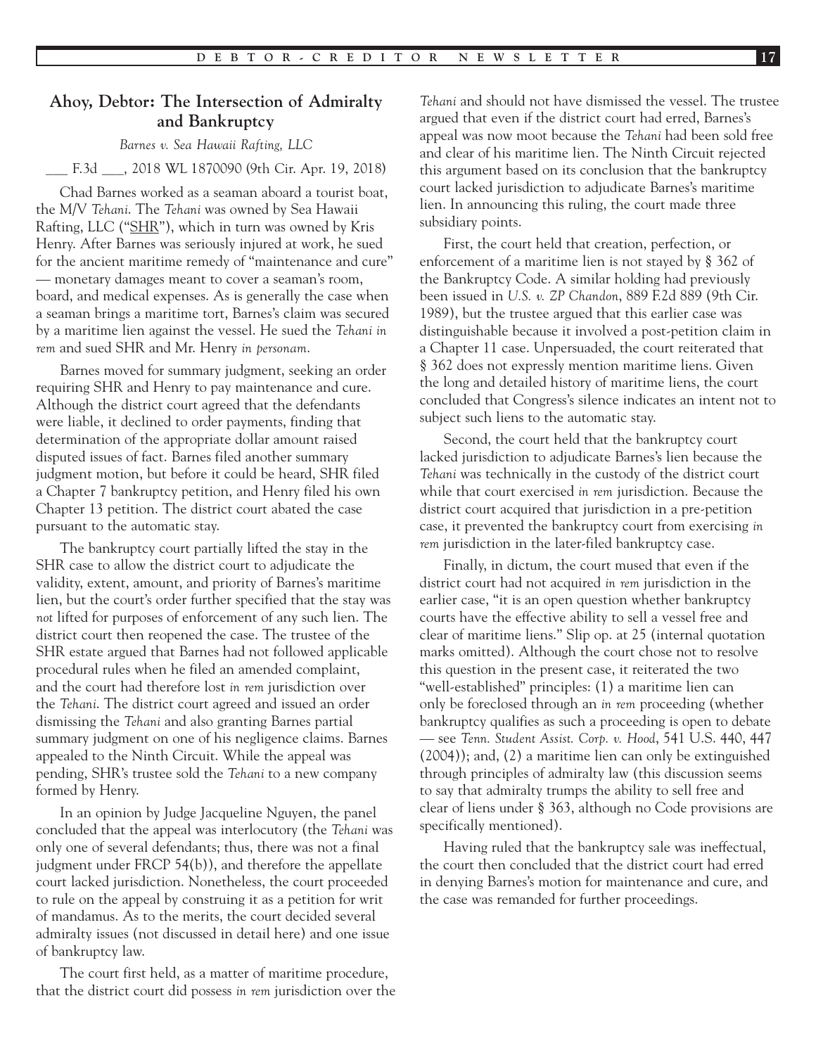## Ahoy, Debtor: The Intersection of Admiralty and Bankruptcy

*Barnes v. Sea Hawaii Rafting, LLC*

___ F.3d ___, 2018 WL 1870090 (9th Cir. Apr. 19, 2018)

Chad Barnes worked as a seaman aboard a tourist boat, the M/V *Tehani*. The *Tehani* was owned by Sea Hawaii Rafting, LLC ("SHR"), which in turn was owned by Kris Henry. After Barnes was seriously injured at work, he sued for the ancient maritime remedy of "maintenance and cure" — monetary damages meant to cover a seaman's room, board, and medical expenses. As is generally the case when a seaman brings a maritime tort, Barnes's claim was secured by a maritime lien against the vessel. He sued the *Tehani in rem* and sued SHR and Mr. Henry *in personam*.

Barnes moved for summary judgment, seeking an order requiring SHR and Henry to pay maintenance and cure. Although the district court agreed that the defendants were liable, it declined to order payments, finding that determination of the appropriate dollar amount raised disputed issues of fact. Barnes filed another summary judgment motion, but before it could be heard, SHR filed a Chapter 7 bankruptcy petition, and Henry filed his own Chapter 13 petition. The district court abated the case pursuant to the automatic stay.

The bankruptcy court partially lifted the stay in the SHR case to allow the district court to adjudicate the validity, extent, amount, and priority of Barnes's maritime lien, but the court's order further specified that the stay was *not* lifted for purposes of enforcement of any such lien. The district court then reopened the case. The trustee of the SHR estate argued that Barnes had not followed applicable procedural rules when he filed an amended complaint, and the court had therefore lost *in rem* jurisdiction over the *Tehani*. The district court agreed and issued an order dismissing the *Tehani* and also granting Barnes partial summary judgment on one of his negligence claims. Barnes appealed to the Ninth Circuit. While the appeal was pending, SHR's trustee sold the *Tehani* to a new company formed by Henry.

In an opinion by Judge Jacqueline Nguyen, the panel concluded that the appeal was interlocutory (the *Tehani* was only one of several defendants; thus, there was not a final judgment under FRCP 54(b)), and therefore the appellate court lacked jurisdiction. Nonetheless, the court proceeded to rule on the appeal by construing it as a petition for writ of mandamus. As to the merits, the court decided several admiralty issues (not discussed in detail here) and one issue of bankruptcy law.

The court first held, as a matter of maritime procedure, that the district court did possess *in rem* jurisdiction over the *Tehani* and should not have dismissed the vessel. The trustee argued that even if the district court had erred, Barnes's appeal was now moot because the *Tehani* had been sold free and clear of his maritime lien. The Ninth Circuit rejected this argument based on its conclusion that the bankruptcy court lacked jurisdiction to adjudicate Barnes's maritime lien. In announcing this ruling, the court made three subsidiary points.

First, the court held that creation, perfection, or enforcement of a maritime lien is not stayed by § 362 of the Bankruptcy Code. A similar holding had previously been issued in *U.S. v. ZP Chandon*, 889 F.2d 889 (9th Cir. 1989), but the trustee argued that this earlier case was distinguishable because it involved a post-petition claim in a Chapter 11 case. Unpersuaded, the court reiterated that § 362 does not expressly mention maritime liens. Given the long and detailed history of maritime liens, the court concluded that Congress's silence indicates an intent not to subject such liens to the automatic stay.

Second, the court held that the bankruptcy court lacked jurisdiction to adjudicate Barnes's lien because the *Tehani* was technically in the custody of the district court while that court exercised *in rem* jurisdiction. Because the district court acquired that jurisdiction in a pre-petition case, it prevented the bankruptcy court from exercising *in rem* jurisdiction in the later-filed bankruptcy case.

Finally, in dictum, the court mused that even if the district court had not acquired *in rem* jurisdiction in the earlier case, "it is an open question whether bankruptcy courts have the effective ability to sell a vessel free and clear of maritime liens." Slip op. at 25 (internal quotation marks omitted). Although the court chose not to resolve this question in the present case, it reiterated the two "well-established" principles: (1) a maritime lien can only be foreclosed through an *in rem* proceeding (whether bankruptcy qualifies as such a proceeding is open to debate — see *Tenn. Student Assist. Corp. v. Hood*, 541 U.S. 440, 447 (2004)); and, (2) a maritime lien can only be extinguished through principles of admiralty law (this discussion seems to say that admiralty trumps the ability to sell free and clear of liens under § 363, although no Code provisions are specifically mentioned).

Having ruled that the bankruptcy sale was ineffectual, the court then concluded that the district court had erred in denying Barnes's motion for maintenance and cure, and the case was remanded for further proceedings.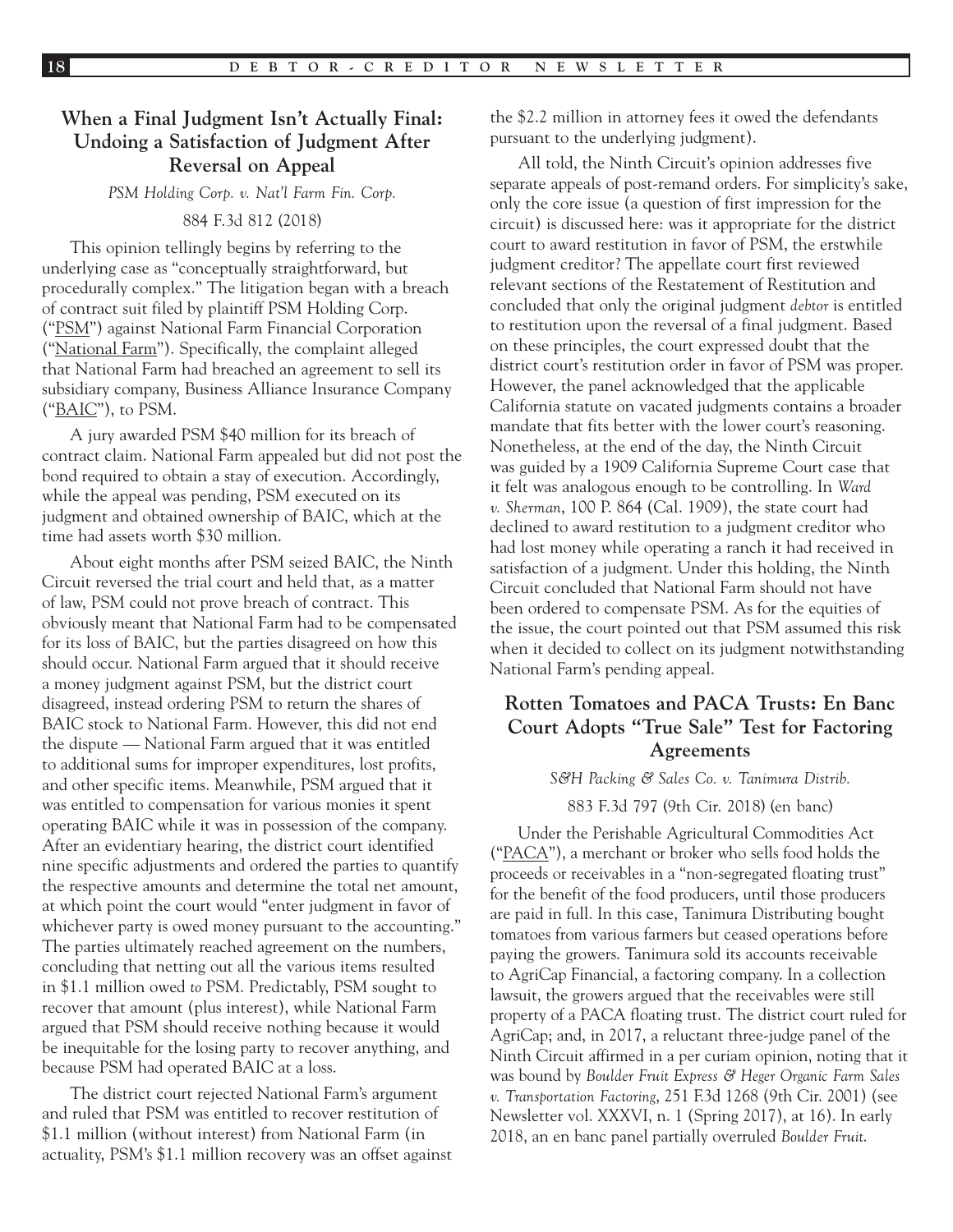## When a Final Judgment Isn't Actually Final: Undoing a Satisfaction of Judgment After Reversal on Appeal

*PSM Holding Corp. v. Nat'l Farm Fin. Corp.*

884 F.3d 812 (2018)

This opinion tellingly begins by referring to the underlying case as "conceptually straightforward, but procedurally complex." The litigation began with a breach of contract suit filed by plaintiff PSM Holding Corp. ("PSM") against National Farm Financial Corporation ("National Farm"). Specifically, the complaint alleged that National Farm had breached an agreement to sell its subsidiary company, Business Alliance Insurance Company ("BAIC"), to PSM.

A jury awarded PSM $40 million for its breach of contract claim. National Farm appealed but did not post the bond required to obtain a stay of execution. Accordingly, while the appeal was pending, PSM executed on its judgment and obtained ownership of BAIC, which at the time had assets worth $30 million.

About eight months after PSM seized BAIC, the Ninth Circuit reversed the trial court and held that, as a matter of law, PSM could not prove breach of contract. This obviously meant that National Farm had to be compensated for its loss of BAIC, but the parties disagreed on how this should occur. National Farm argued that it should receive a money judgment against PSM, but the district court disagreed, instead ordering PSM to return the shares of BAIC stock to National Farm. However, this did not end the dispute — National Farm argued that it was entitled to additional sums for improper expenditures, lost profits, and other specific items. Meanwhile, PSM argued that it was entitled to compensation for various monies it spent operating BAIC while it was in possession of the company. After an evidentiary hearing, the district court identified nine specific adjustments and ordered the parties to quantify the respective amounts and determine the total net amount, at which point the court would "enter judgment in favor of whichever party is owed money pursuant to the accounting." The parties ultimately reached agreement on the numbers, concluding that netting out all the various items resulted in $1.1 million owed *to* PSM. Predictably, PSM sought to recover that amount (plus interest), while National Farm argued that PSM should receive nothing because it would be inequitable for the losing party to recover anything, and because PSM had operated BAIC at a loss.

The district court rejected National Farm's argument and ruled that PSM was entitled to recover restitution of $1.1 million (without interest) from National Farm (in actuality, PSM's $1.1 million recovery was an offset against the $2.2 million in attorney fees it owed the defendants pursuant to the underlying judgment).

All told, the Ninth Circuit's opinion addresses five separate appeals of post-remand orders. For simplicity's sake, only the core issue (a question of first impression for the circuit) is discussed here: was it appropriate for the district court to award restitution in favor of PSM, the erstwhile judgment creditor? The appellate court first reviewed relevant sections of the Restatement of Restitution and concluded that only the original judgment *debtor* is entitled to restitution upon the reversal of a final judgment. Based on these principles, the court expressed doubt that the district court's restitution order in favor of PSM was proper. However, the panel acknowledged that the applicable California statute on vacated judgments contains a broader mandate that fits better with the lower court's reasoning. Nonetheless, at the end of the day, the Ninth Circuit was guided by a 1909 California Supreme Court case that it felt was analogous enough to be controlling. In *Ward v. Sherman*, 100 P. 864 (Cal. 1909), the state court had declined to award restitution to a judgment creditor who had lost money while operating a ranch it had received in satisfaction of a judgment. Under this holding, the Ninth Circuit concluded that National Farm should not have been ordered to compensate PSM. As for the equities of the issue, the court pointed out that PSM assumed this risk when it decided to collect on its judgment notwithstanding National Farm's pending appeal.

## Rotten Tomatoes and PACA Trusts: En Banc Court Adopts "True Sale" Test for Factoring Agreements

*S&H Packing & Sales Co. v. Tanimura Distrib.*

883 F.3d 797 (9th Cir. 2018) (en banc)

Under the Perishable Agricultural Commodities Act ("PACA"), a merchant or broker who sells food holds the proceeds or receivables in a "non-segregated floating trust" for the benefit of the food producers, until those producers are paid in full. In this case, Tanimura Distributing bought tomatoes from various farmers but ceased operations before paying the growers. Tanimura sold its accounts receivable to AgriCap Financial, a factoring company. In a collection lawsuit, the growers argued that the receivables were still property of a PACA floating trust. The district court ruled for AgriCap; and, in 2017, a reluctant three-judge panel of the Ninth Circuit affirmed in a per curiam opinion, noting that it was bound by *Boulder Fruit Express & Heger Organic Farm Sales v. Transportation Factoring*, 251 F.3d 1268 (9th Cir. 2001) (see Newsletter vol. XXXVI, n. 1 (Spring 2017), at 16). In early 2018, an en banc panel partially overruled *Boulder Fruit*.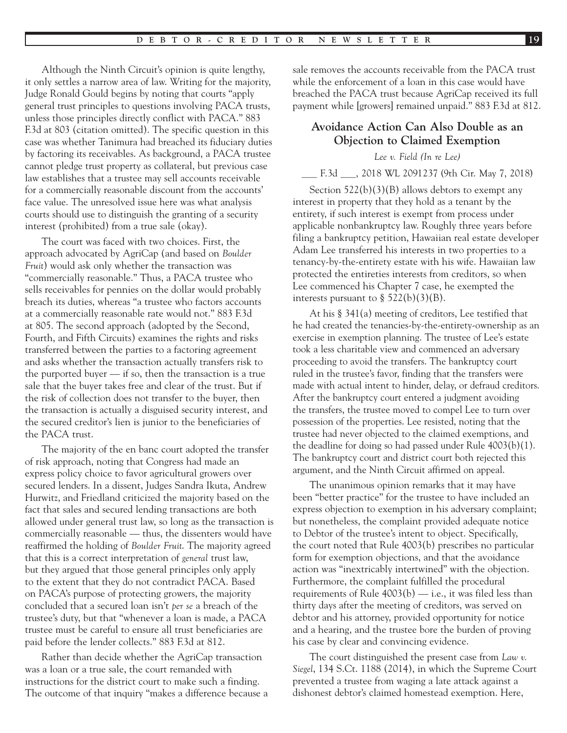Although the Ninth Circuit's opinion is quite lengthy, it only settles a narrow area of law. Writing for the majority, Judge Ronald Gould begins by noting that courts "apply general trust principles to questions involving PACA trusts, unless those principles directly conflict with PACA." 883 F.3d at 803 (citation omitted). The specific question in this case was whether Tanimura had breached its fiduciary duties by factoring its receivables. As background, a PACA trustee cannot pledge trust property as collateral, but previous case law establishes that a trustee may sell accounts receivable for a commercially reasonable discount from the accounts' face value. The unresolved issue here was what analysis courts should use to distinguish the granting of a security interest (prohibited) from a true sale (okay).

The court was faced with two choices. First, the approach advocated by AgriCap (and based on *Boulder Fruit*) would ask only whether the transaction was "commercially reasonable." Thus, a PACA trustee who sells receivables for pennies on the dollar would probably breach its duties, whereas "a trustee who factors accounts at a commercially reasonable rate would not." 883 F.3d at 805. The second approach (adopted by the Second, Fourth, and Fifth Circuits) examines the rights and risks transferred between the parties to a factoring agreement and asks whether the transaction actually transfers risk to the purported buyer — if so, then the transaction is a true sale that the buyer takes free and clear of the trust. But if the risk of collection does not transfer to the buyer, then the transaction is actually a disguised security interest, and the secured creditor's lien is junior to the beneficiaries of the PACA trust.

The majority of the en banc court adopted the transfer of risk approach, noting that Congress had made an express policy choice to favor agricultural growers over secured lenders. In a dissent, Judges Sandra Ikuta, Andrew Hurwitz, and Friedland criticized the majority based on the fact that sales and secured lending transactions are both allowed under general trust law, so long as the transaction is commercially reasonable — thus, the dissenters would have reaffirmed the holding of *Boulder Fruit*. The majority agreed that this is a correct interpretation of *general* trust law, but they argued that those general principles only apply to the extent that they do not contradict PACA. Based on PACA's purpose of protecting growers, the majority concluded that a secured loan isn't *per se* a breach of the trustee's duty, but that "whenever a loan is made, a PACA trustee must be careful to ensure all trust beneficiaries are paid before the lender collects." 883 F.3d at 812.

Rather than decide whether the AgriCap transaction was a loan or a true sale, the court remanded with instructions for the district court to make such a finding. The outcome of that inquiry "makes a difference because a sale removes the accounts receivable from the PACA trust while the enforcement of a loan in this case would have breached the PACA trust because AgriCap received its full payment while [growers] remained unpaid." 883 F.3d at 812.

## Avoidance Action Can Also Double as an Objection to Claimed Exemption

*Lee v. Field (In re Lee)*

___ F.3d ___, 2018 WL 2091237 (9th Cir. May 7, 2018)

Section 522(b)(3)(B) allows debtors to exempt any interest in property that they hold as a tenant by the entirety, if such interest is exempt from process under applicable nonbankruptcy law. Roughly three years before filing a bankruptcy petition, Hawaiian real estate developer Adam Lee transferred his interests in two properties to a tenancy-by-the-entirety estate with his wife. Hawaiian law protected the entireties interests from creditors, so when Lee commenced his Chapter 7 case, he exempted the interests pursuant to § 522(b)(3)(B).

At his § 341(a) meeting of creditors, Lee testified that he had created the tenancies-by-the-entirety-ownership as an exercise in exemption planning. The trustee of Lee's estate took a less charitable view and commenced an adversary proceeding to avoid the transfers. The bankruptcy court ruled in the trustee's favor, finding that the transfers were made with actual intent to hinder, delay, or defraud creditors. After the bankruptcy court entered a judgment avoiding the transfers, the trustee moved to compel Lee to turn over possession of the properties. Lee resisted, noting that the trustee had never objected to the claimed exemptions, and the deadline for doing so had passed under Rule 4003(b)(1). The bankruptcy court and district court both rejected this argument, and the Ninth Circuit affirmed on appeal.

The unanimous opinion remarks that it may have been "better practice" for the trustee to have included an express objection to exemption in his adversary complaint; but nonetheless, the complaint provided adequate notice to Debtor of the trustee's intent to object. Specifically, the court noted that Rule 4003(b) prescribes no particular form for exemption objections, and that the avoidance action was "inextricably intertwined" with the objection. Furthermore, the complaint fulfilled the procedural requirements of Rule 4003(b) — i.e., it was filed less than thirty days after the meeting of creditors, was served on debtor and his attorney, provided opportunity for notice and a hearing, and the trustee bore the burden of proving his case by clear and convincing evidence.

The court distinguished the present case from *Law v. Siegel*, 134 S.Ct. 1188 (2014), in which the Supreme Court prevented a trustee from waging a late attack against a dishonest debtor's claimed homestead exemption. Here,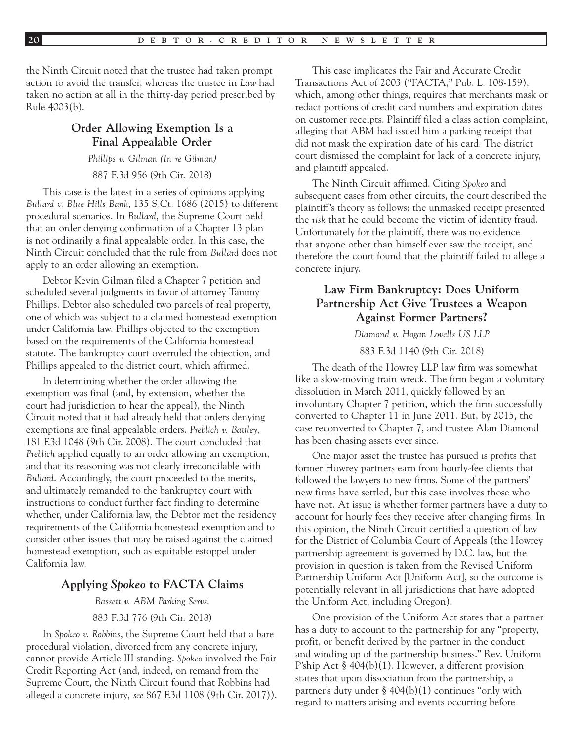the Ninth Circuit noted that the trustee had taken prompt action to avoid the transfer, whereas the trustee in *Law* had taken no action at all in the thirty-day period prescribed by Rule 4003(b).

## Order Allowing Exemption Is a Final Appealable Order

*Phillips v. Gilman (In re Gilman)*

887 F.3d 956 (9th Cir. 2018)

This case is the latest in a series of opinions applying *Bullard v. Blue Hills Bank*, 135 S.Ct. 1686 (2015) to different procedural scenarios. In *Bullard*, the Supreme Court held that an order denying confirmation of a Chapter 13 plan is not ordinarily a final appealable order. In this case, the Ninth Circuit concluded that the rule from *Bullard* does not apply to an order allowing an exemption.

Debtor Kevin Gilman filed a Chapter 7 petition and scheduled several judgments in favor of attorney Tammy Phillips. Debtor also scheduled two parcels of real property, one of which was subject to a claimed homestead exemption under California law. Phillips objected to the exemption based on the requirements of the California homestead statute. The bankruptcy court overruled the objection, and Phillips appealed to the district court, which affirmed.

In determining whether the order allowing the exemption was final (and, by extension, whether the court had jurisdiction to hear the appeal), the Ninth Circuit noted that it had already held that orders denying exemptions are final appealable orders. *Preblich v. Battley*, 181 F.3d 1048 (9th Cir. 2008). The court concluded that *Preblich* applied equally to an order allowing an exemption, and that its reasoning was not clearly irreconcilable with *Bullard*. Accordingly, the court proceeded to the merits, and ultimately remanded to the bankruptcy court with instructions to conduct further fact finding to determine whether, under California law, the Debtor met the residency requirements of the California homestead exemption and to consider other issues that may be raised against the claimed homestead exemption, such as equitable estoppel under California law.

## Applying *Spokeo* to FACTA Claims

*Bassett v. ABM Parking Servs.*

883 F.3d 776 (9th Cir. 2018)

In *Spokeo v. Robbins*, the Supreme Court held that a bare procedural violation, divorced from any concrete injury, cannot provide Article III standing. *Spokeo* involved the Fair Credit Reporting Act (and, indeed, on remand from the Supreme Court, the Ninth Circuit found that Robbins had alleged a concrete injury*, see* 867 F.3d 1108 (9th Cir. 2017)).

This case implicates the Fair and Accurate Credit Transactions Act of 2003 ("FACTA," Pub. L. 108-159), which, among other things, requires that merchants mask or redact portions of credit card numbers and expiration dates on customer receipts. Plaintiff filed a class action complaint, alleging that ABM had issued him a parking receipt that did not mask the expiration date of his card. The district court dismissed the complaint for lack of a concrete injury, and plaintiff appealed.

The Ninth Circuit affirmed. Citing *Spokeo* and subsequent cases from other circuits, the court described the plaintiff's theory as follows: the unmasked receipt presented the *risk* that he could become the victim of identity fraud. Unfortunately for the plaintiff, there was no evidence that anyone other than himself ever saw the receipt, and therefore the court found that the plaintiff failed to allege a concrete injury.

## Law Firm Bankruptcy: Does Uniform Partnership Act Give Trustees a Weapon Against Former Partners?

*Diamond v. Hogan Lovells US LLP*

883 F.3d 1140 (9th Cir. 2018)

The death of the Howrey LLP law firm was somewhat like a slow-moving train wreck. The firm began a voluntary dissolution in March 2011, quickly followed by an involuntary Chapter 7 petition, which the firm successfully converted to Chapter 11 in June 2011. But, by 2015, the case reconverted to Chapter 7, and trustee Alan Diamond has been chasing assets ever since.

One major asset the trustee has pursued is profits that former Howrey partners earn from hourly-fee clients that followed the lawyers to new firms. Some of the partners' new firms have settled, but this case involves those who have not. At issue is whether former partners have a duty to account for hourly fees they receive after changing firms. In this opinion, the Ninth Circuit certified a question of law for the District of Columbia Court of Appeals (the Howrey partnership agreement is governed by D.C. law, but the provision in question is taken from the Revised Uniform Partnership Uniform Act [Uniform Act], so the outcome is potentially relevant in all jurisdictions that have adopted the Uniform Act, including Oregon).

One provision of the Uniform Act states that a partner has a duty to account to the partnership for any "property, profit, or benefit derived by the partner in the conduct and winding up of the partnership business." Rev. Uniform P'ship Act § 404(b)(1). However, a different provision states that upon dissociation from the partnership, a partner's duty under § 404(b)(1) continues "only with regard to matters arising and events occurring before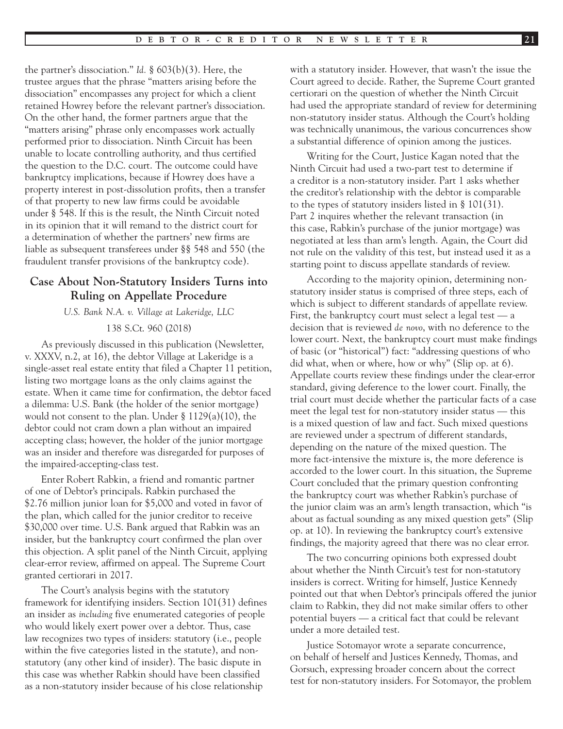the partner's dissociation." *Id.* § 603(b)(3). Here, the trustee argues that the phrase "matters arising before the dissociation" encompasses any project for which a client retained Howrey before the relevant partner's dissociation. On the other hand, the former partners argue that the "matters arising" phrase only encompasses work actually performed prior to dissociation. Ninth Circuit has been unable to locate controlling authority, and thus certified the question to the D.C. court. The outcome could have bankruptcy implications, because if Howrey does have a property interest in post-dissolution profits, then a transfer of that property to new law firms could be avoidable under § 548. If this is the result, the Ninth Circuit noted in its opinion that it will remand to the district court for a determination of whether the partners' new firms are liable as subsequent transferees under §§ 548 and 550 (the fraudulent transfer provisions of the bankruptcy code).

## Case About Non-Statutory Insiders Turns into Ruling on Appellate Procedure

*U.S. Bank N.A. v. Village at Lakeridge, LLC*

138 S.Ct. 960 (2018)

As previously discussed in this publication (Newsletter, v. XXXV, n.2, at 16), the debtor Village at Lakeridge is a single-asset real estate entity that filed a Chapter 11 petition, listing two mortgage loans as the only claims against the estate. When it came time for confirmation, the debtor faced a dilemma: U.S. Bank (the holder of the senior mortgage) would not consent to the plan. Under § 1129(a)(10), the debtor could not cram down a plan without an impaired accepting class; however, the holder of the junior mortgage was an insider and therefore was disregarded for purposes of the impaired-accepting-class test.

Enter Robert Rabkin, a friend and romantic partner of one of Debtor's principals. Rabkin purchased the $2.76 million junior loan for $5,000 and voted in favor of the plan, which called for the junior creditor to receive $30,000 over time. U.S. Bank argued that Rabkin was an insider, but the bankruptcy court confirmed the plan over this objection. A split panel of the Ninth Circuit, applying clear-error review, affirmed on appeal. The Supreme Court granted certiorari in 2017.

The Court's analysis begins with the statutory framework for identifying insiders. Section 101(31) defines an insider as *including* five enumerated categories of people who would likely exert power over a debtor. Thus, case law recognizes two types of insiders: statutory (i.e., people within the five categories listed in the statute), and non-statutory (any other kind of insider). The basic dispute in this case was whether Rabkin should have been classified as a non-statutory insider because of his close relationship with a statutory insider. However, that wasn't the issue the Court agreed to decide. Rather, the Supreme Court granted certiorari on the question of whether the Ninth Circuit had used the appropriate standard of review for determining non-statutory insider status. Although the Court's holding was technically unanimous, the various concurrences show a substantial difference of opinion among the justices.

Writing for the Court, Justice Kagan noted that the Ninth Circuit had used a two-part test to determine if a creditor is a non-statutory insider. Part 1 asks whether the creditor's relationship with the debtor is comparable to the types of statutory insiders listed in § 101(31). Part 2 inquires whether the relevant transaction (in this case, Rabkin's purchase of the junior mortgage) was negotiated at less than arm's length. Again, the Court did not rule on the validity of this test, but instead used it as a starting point to discuss appellate standards of review.

According to the majority opinion, determining non-statutory insider status is comprised of three steps, each of which is subject to different standards of appellate review. First, the bankruptcy court must select a legal test — a decision that is reviewed *de novo*, with no deference to the lower court. Next, the bankruptcy court must make findings of basic (or "historical") fact: "addressing questions of who did what, when or where, how or why" (Slip op. at 6). Appellate courts review these findings under the clear-error standard, giving deference to the lower court. Finally, the trial court must decide whether the particular facts of a case meet the legal test for non-statutory insider status — this is a mixed question of law and fact. Such mixed questions are reviewed under a spectrum of different standards, depending on the nature of the mixed question. The more fact-intensive the mixture is, the more deference is accorded to the lower court. In this situation, the Supreme Court concluded that the primary question confronting the bankruptcy court was whether Rabkin's purchase of the junior claim was an arm's length transaction, which "is about as factual sounding as any mixed question gets" (Slip op. at 10). In reviewing the bankruptcy court's extensive findings, the majority agreed that there was no clear error.

The two concurring opinions both expressed doubt about whether the Ninth Circuit's test for non-statutory insiders is correct. Writing for himself, Justice Kennedy pointed out that when Debtor's principals offered the junior claim to Rabkin, they did not make similar offers to other potential buyers — a critical fact that could be relevant under a more detailed test.

Justice Sotomayor wrote a separate concurrence, on behalf of herself and Justices Kennedy, Thomas, and Gorsuch, expressing broader concern about the correct test for non-statutory insiders. For Sotomayor, the problem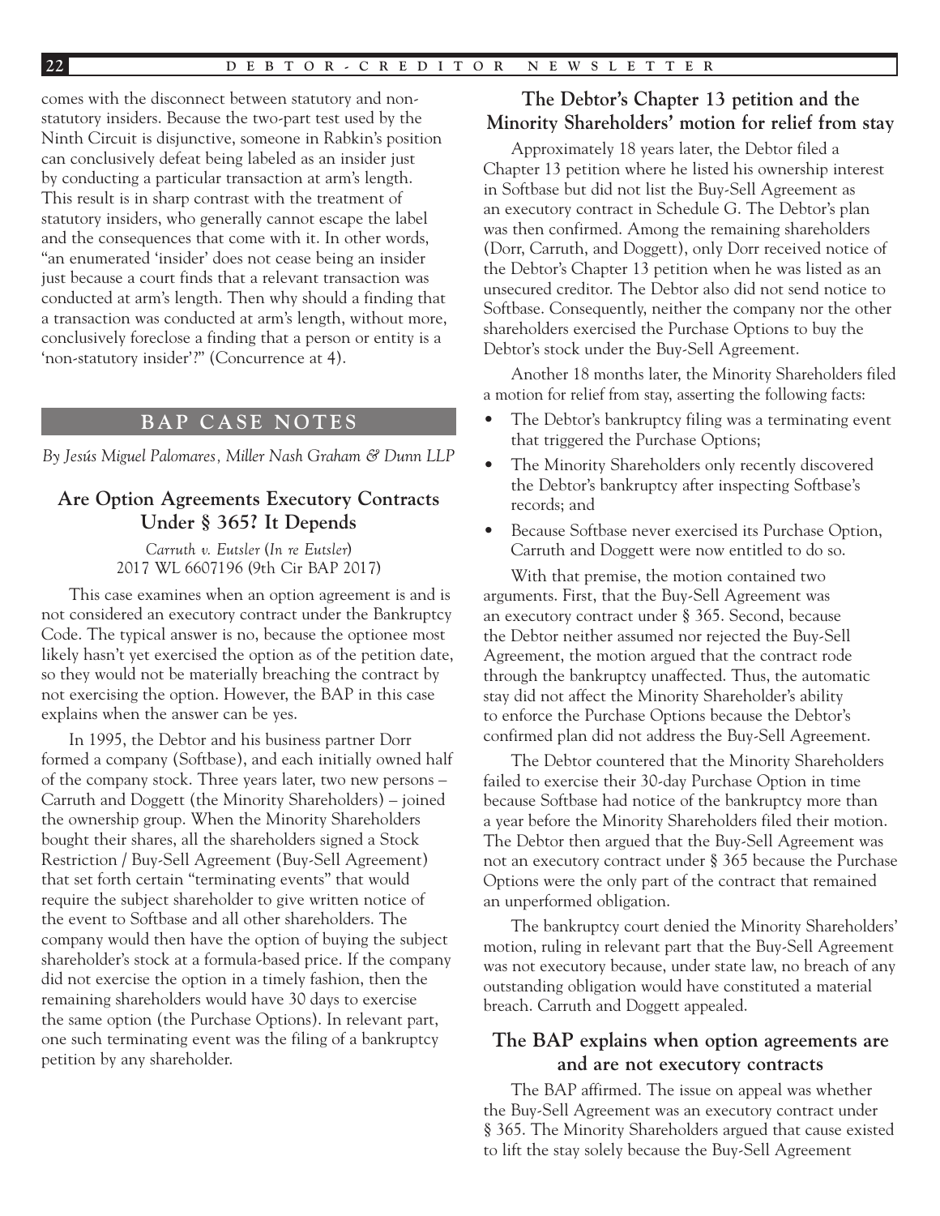comes with the disconnect between statutory and non-statutory insiders. Because the two-part test used by the Ninth Circuit is disjunctive, someone in Rabkin's position can conclusively defeat being labeled as an insider just by conducting a particular transaction at arm's length. This result is in sharp contrast with the treatment of statutory insiders, who generally cannot escape the label and the consequences that come with it. In other words, "an enumerated 'insider' does not cease being an insider just because a court finds that a relevant transaction was conducted at arm's length. Then why should a finding that a transaction was conducted at arm's length, without more, conclusively foreclose a finding that a person or entity is a 'non-statutory insider'?" (Concurrence at 4).

## BAP CASE NOTES

*By Jesús Miguel Palomares, Miller Nash Graham & Dunn LLP*

### Are Option Agreements Executory Contracts Under § 365? It Depends

*Carruth v. Eutsler* (*In re Eutsler*)
2017 WL 6607196 (9th Cir BAP 2017)

This case examines when an option agreement is and is not considered an executory contract under the Bankruptcy Code. The typical answer is no, because the optionee most likely hasn't yet exercised the option as of the petition date, so they would not be materially breaching the contract by not exercising the option. However, the BAP in this case explains when the answer can be yes.

In 1995, the Debtor and his business partner Dorr formed a company (Softbase), and each initially owned half of the company stock. Three years later, two new persons – Carruth and Doggett (the Minority Shareholders) – joined the ownership group. When the Minority Shareholders bought their shares, all the shareholders signed a Stock Restriction / Buy-Sell Agreement (Buy-Sell Agreement) that set forth certain "terminating events" that would require the subject shareholder to give written notice of the event to Softbase and all other shareholders. The company would then have the option of buying the subject shareholder's stock at a formula-based price. If the company did not exercise the option in a timely fashion, then the remaining shareholders would have 30 days to exercise the same option (the Purchase Options). In relevant part, one such terminating event was the filing of a bankruptcy petition by any shareholder.

### The Debtor's Chapter 13 petition and the Minority Shareholders' motion for relief from stay

Approximately 18 years later, the Debtor filed a Chapter 13 petition where he listed his ownership interest in Softbase but did not list the Buy-Sell Agreement as an executory contract in Schedule G. The Debtor's plan was then confirmed. Among the remaining shareholders (Dorr, Carruth, and Doggett), only Dorr received notice of the Debtor's Chapter 13 petition when he was listed as an unsecured creditor. The Debtor also did not send notice to Softbase. Consequently, neither the company nor the other shareholders exercised the Purchase Options to buy the Debtor's stock under the Buy-Sell Agreement.

Another 18 months later, the Minority Shareholders filed a motion for relief from stay, asserting the following facts:

- The Debtor's bankruptcy filing was a terminating event that triggered the Purchase Options;
- The Minority Shareholders only recently discovered the Debtor's bankruptcy after inspecting Softbase's records; and
- Because Softbase never exercised its Purchase Option, Carruth and Doggett were now entitled to do so.

With that premise, the motion contained two arguments. First, that the Buy-Sell Agreement was an executory contract under § 365. Second, because the Debtor neither assumed nor rejected the Buy-Sell Agreement, the motion argued that the contract rode through the bankruptcy unaffected. Thus, the automatic stay did not affect the Minority Shareholder's ability to enforce the Purchase Options because the Debtor's confirmed plan did not address the Buy-Sell Agreement.

The Debtor countered that the Minority Shareholders failed to exercise their 30-day Purchase Option in time because Softbase had notice of the bankruptcy more than a year before the Minority Shareholders filed their motion. The Debtor then argued that the Buy-Sell Agreement was not an executory contract under § 365 because the Purchase Options were the only part of the contract that remained an unperformed obligation.

The bankruptcy court denied the Minority Shareholders' motion, ruling in relevant part that the Buy-Sell Agreement was not executory because, under state law, no breach of any outstanding obligation would have constituted a material breach. Carruth and Doggett appealed.

### The BAP explains when option agreements are and are not executory contracts

The BAP affirmed. The issue on appeal was whether the Buy-Sell Agreement was an executory contract under § 365. The Minority Shareholders argued that cause existed to lift the stay solely because the Buy-Sell Agreement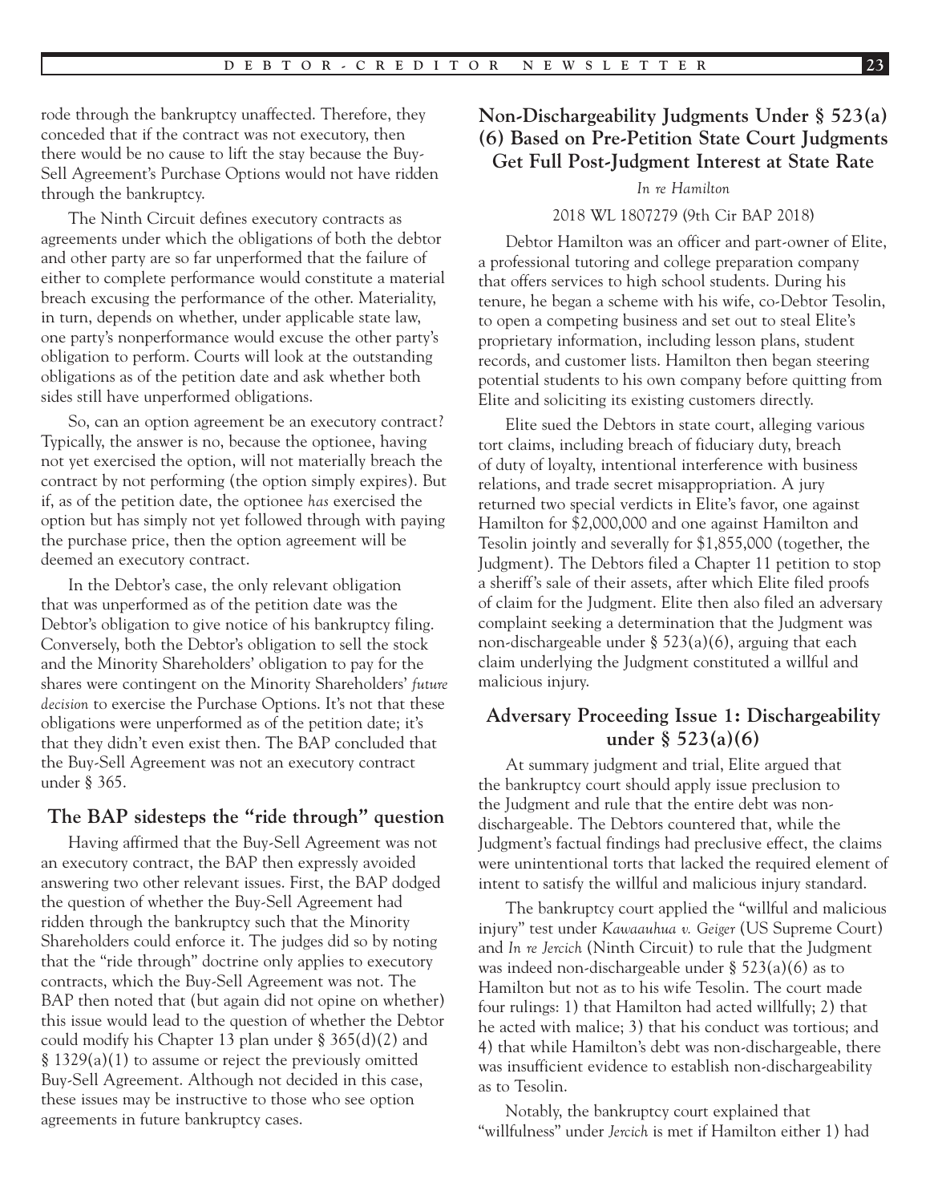rode through the bankruptcy unaffected. Therefore, they conceded that if the contract was not executory, then there would be no cause to lift the stay because the Buy-Sell Agreement's Purchase Options would not have ridden through the bankruptcy.

The Ninth Circuit defines executory contracts as agreements under which the obligations of both the debtor and other party are so far unperformed that the failure of either to complete performance would constitute a material breach excusing the performance of the other. Materiality, in turn, depends on whether, under applicable state law, one party's nonperformance would excuse the other party's obligation to perform. Courts will look at the outstanding obligations as of the petition date and ask whether both sides still have unperformed obligations.

So, can an option agreement be an executory contract? Typically, the answer is no, because the optionee, having not yet exercised the option, will not materially breach the contract by not performing (the option simply expires). But if, as of the petition date, the optionee *has* exercised the option but has simply not yet followed through with paying the purchase price, then the option agreement will be deemed an executory contract.

In the Debtor's case, the only relevant obligation that was unperformed as of the petition date was the Debtor's obligation to give notice of his bankruptcy filing. Conversely, both the Debtor's obligation to sell the stock and the Minority Shareholders' obligation to pay for the shares were contingent on the Minority Shareholders' *future decision* to exercise the Purchase Options. It's not that these obligations were unperformed as of the petition date; it's that they didn't even exist then. The BAP concluded that the Buy-Sell Agreement was not an executory contract under § 365.

### The BAP sidesteps the "ride through" question

Having affirmed that the Buy-Sell Agreement was not an executory contract, the BAP then expressly avoided answering two other relevant issues. First, the BAP dodged the question of whether the Buy-Sell Agreement had ridden through the bankruptcy such that the Minority Shareholders could enforce it. The judges did so by noting that the "ride through" doctrine only applies to executory contracts, which the Buy-Sell Agreement was not. The BAP then noted that (but again did not opine on whether) this issue would lead to the question of whether the Debtor could modify his Chapter 13 plan under § 365(d)(2) and § 1329(a)(1) to assume or reject the previously omitted Buy-Sell Agreement. Although not decided in this case, these issues may be instructive to those who see option agreements in future bankruptcy cases.

## Non-Dischargeability Judgments Under § 523(a)(6) Based on Pre-Petition State Court Judgments Get Full Post-Judgment Interest at State Rate

*In re Hamilton*

2018 WL 1807279 (9th Cir BAP 2018)

Debtor Hamilton was an officer and part-owner of Elite, a professional tutoring and college preparation company that offers services to high school students. During his tenure, he began a scheme with his wife, co-Debtor Tesolin, to open a competing business and set out to steal Elite's proprietary information, including lesson plans, student records, and customer lists. Hamilton then began steering potential students to his own company before quitting from Elite and soliciting its existing customers directly.

Elite sued the Debtors in state court, alleging various tort claims, including breach of fiduciary duty, breach of duty of loyalty, intentional interference with business relations, and trade secret misappropriation. A jury returned two special verdicts in Elite's favor, one against Hamilton for $2,000,000 and one against Hamilton and Tesolin jointly and severally for $1,855,000 (together, the Judgment). The Debtors filed a Chapter 11 petition to stop a sheriff's sale of their assets, after which Elite filed proofs of claim for the Judgment. Elite then also filed an adversary complaint seeking a determination that the Judgment was non-dischargeable under § 523(a)(6), arguing that each claim underlying the Judgment constituted a willful and malicious injury.

### Adversary Proceeding Issue 1: Dischargeability under § 523(a)(6)

At summary judgment and trial, Elite argued that the bankruptcy court should apply issue preclusion to the Judgment and rule that the entire debt was non-dischargeable. The Debtors countered that, while the Judgment's factual findings had preclusive effect, the claims were unintentional torts that lacked the required element of intent to satisfy the willful and malicious injury standard.

The bankruptcy court applied the "willful and malicious injury" test under *Kawaauhua v. Geiger* (US Supreme Court) and *In re Jercich* (Ninth Circuit) to rule that the Judgment was indeed non-dischargeable under § 523(a)(6) as to Hamilton but not as to his wife Tesolin. The court made four rulings: 1) that Hamilton had acted willfully; 2) that he acted with malice; 3) that his conduct was tortious; and 4) that while Hamilton's debt was non-dischargeable, there was insufficient evidence to establish non-dischargeability as to Tesolin.

Notably, the bankruptcy court explained that "willfulness" under *Jercich* is met if Hamilton either 1) had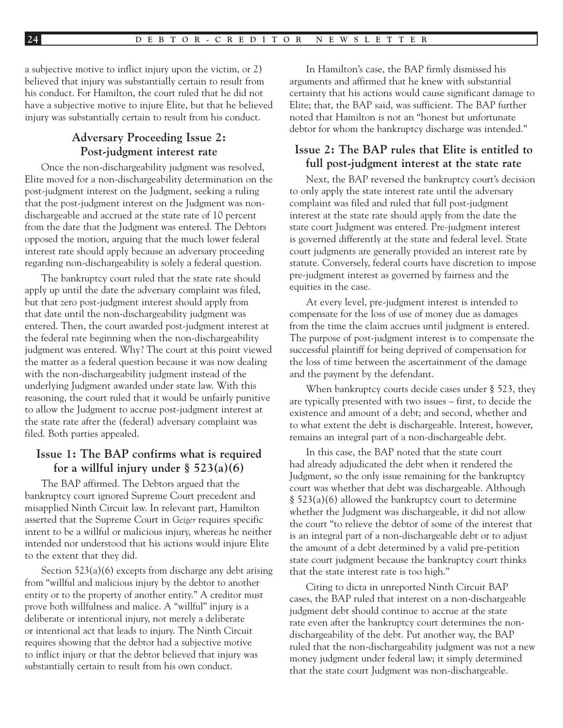a subjective motive to inflict injury upon the victim, or 2) believed that injury was substantially certain to result from his conduct. For Hamilton, the court ruled that he did not have a subjective motive to injure Elite, but that he believed injury was substantially certain to result from his conduct.

### Adversary Proceeding Issue 2: Post-judgment interest rate

Once the non-dischargeability judgment was resolved, Elite moved for a non-dischargeability determination on the post-judgment interest on the Judgment, seeking a ruling that the post-judgment interest on the Judgment was non-dischargeable and accrued at the state rate of 10 percent from the date that the Judgment was entered. The Debtors opposed the motion, arguing that the much lower federal interest rate should apply because an adversary proceeding regarding non-dischargeability is solely a federal question.

The bankruptcy court ruled that the state rate should apply up until the date the adversary complaint was filed, but that zero post-judgment interest should apply from that date until the non-dischargeability judgment was entered. Then, the court awarded post-judgment interest at the federal rate beginning when the non-dischargeability judgment was entered. Why? The court at this point viewed the matter as a federal question because it was now dealing with the non-dischargeability judgment instead of the underlying Judgment awarded under state law. With this reasoning, the court ruled that it would be unfairly punitive to allow the Judgment to accrue post-judgment interest at the state rate after the (federal) adversary complaint was filed. Both parties appealed.

### Issue 1: The BAP confirms what is required for a willful injury under § 523(a)(6)

The BAP affirmed. The Debtors argued that the bankruptcy court ignored Supreme Court precedent and misapplied Ninth Circuit law. In relevant part, Hamilton asserted that the Supreme Court in *Geiger* requires specific intent to be a willful or malicious injury, whereas he neither intended nor understood that his actions would injure Elite to the extent that they did.

Section 523(a)(6) excepts from discharge any debt arising from "willful and malicious injury by the debtor to another entity or to the property of another entity." A creditor must prove both willfulness and malice. A "willful" injury is a deliberate or intentional injury, not merely a deliberate or intentional act that leads to injury. The Ninth Circuit requires showing that the debtor had a subjective motive to inflict injury or that the debtor believed that injury was substantially certain to result from his own conduct.

In Hamilton's case, the BAP firmly dismissed his arguments and affirmed that he knew with substantial certainty that his actions would cause significant damage to Elite; that, the BAP said, was sufficient. The BAP further noted that Hamilton is not an "honest but unfortunate debtor for whom the bankruptcy discharge was intended."

### Issue 2: The BAP rules that Elite is entitled to full post-judgment interest at the state rate

Next, the BAP reversed the bankruptcy court's decision to only apply the state interest rate until the adversary complaint was filed and ruled that full post-judgment interest at the state rate should apply from the date the state court Judgment was entered. Pre-judgment interest is governed differently at the state and federal level. State court judgments are generally provided an interest rate by statute. Conversely, federal courts have discretion to impose pre-judgment interest as governed by fairness and the equities in the case.

At every level, pre-judgment interest is intended to compensate for the loss of use of money due as damages from the time the claim accrues until judgment is entered. The purpose of post-judgment interest is to compensate the successful plaintiff for being deprived of compensation for the loss of time between the ascertainment of the damage and the payment by the defendant.

When bankruptcy courts decide cases under § 523, they are typically presented with two issues – first, to decide the existence and amount of a debt; and second, whether and to what extent the debt is dischargeable. Interest, however, remains an integral part of a non-dischargeable debt.

In this case, the BAP noted that the state court had already adjudicated the debt when it rendered the Judgment, so the only issue remaining for the bankruptcy court was whether that debt was dischargeable. Although § 523(a)(6) allowed the bankruptcy court to determine whether the Judgment was dischargeable, it did not allow the court "to relieve the debtor of some of the interest that is an integral part of a non-dischargeable debt or to adjust the amount of a debt determined by a valid pre-petition state court judgment because the bankruptcy court thinks that the state interest rate is too high."

Citing to dicta in unreported Ninth Circuit BAP cases, the BAP ruled that interest on a non-dischargeable judgment debt should continue to accrue at the state rate even after the bankruptcy court determines the non-dischargeability of the debt. Put another way, the BAP ruled that the non-dischargeability judgment was not a new money judgment under federal law; it simply determined that the state court Judgment was non-dischargeable.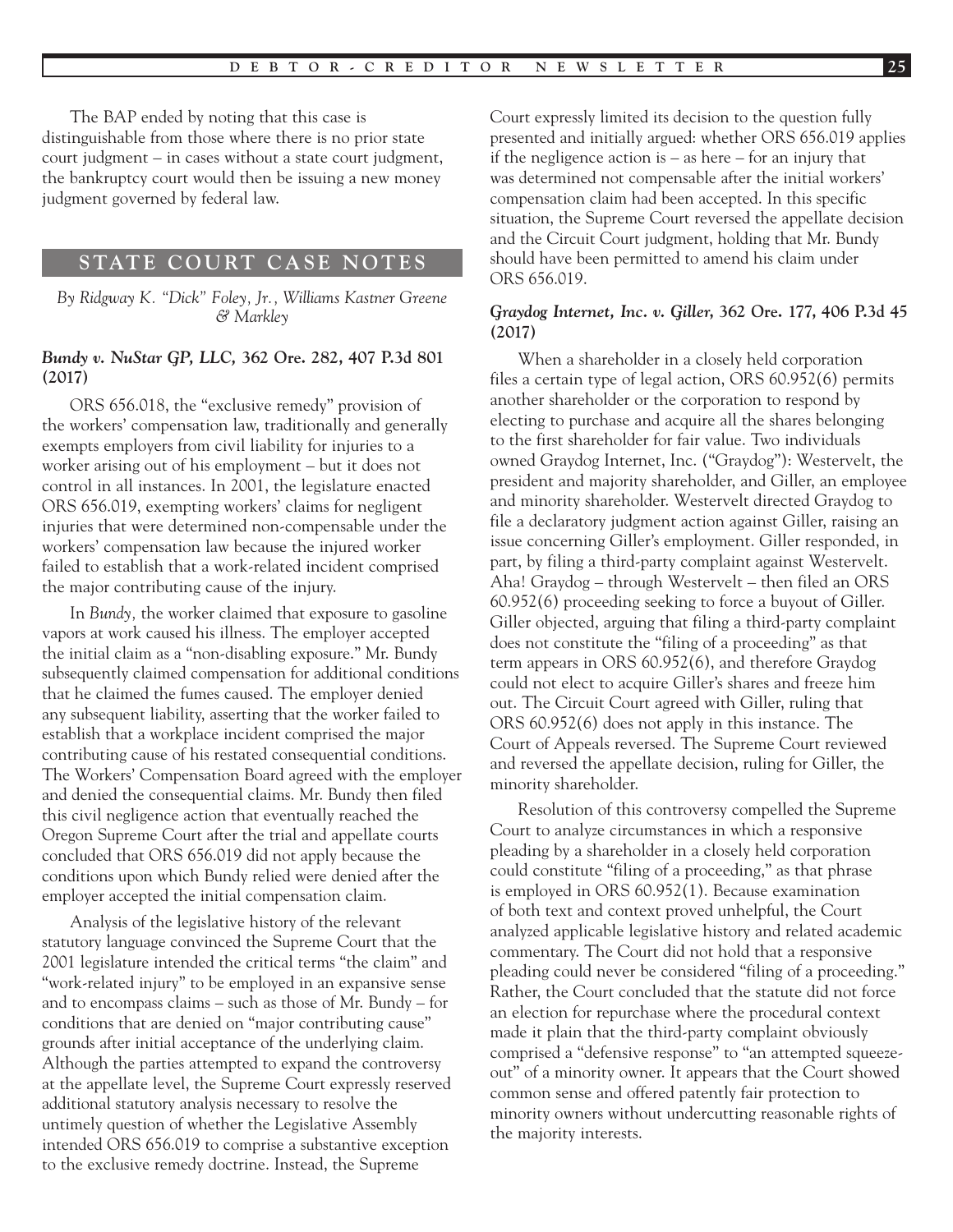The BAP ended by noting that this case is distinguishable from those where there is no prior state court judgment – in cases without a state court judgment, the bankruptcy court would then be issuing a new money judgment governed by federal law.

## STATE COURT CASE NOTES

*By Ridgway K. "Dick" Foley, Jr., Williams Kastner Greene & Markley*

### *Bundy v. NuStar GP, LLC,* 362 Ore. 282, 407 P.3d 801 (2017)

ORS 656.018, the "exclusive remedy" provision of the workers' compensation law, traditionally and generally exempts employers from civil liability for injuries to a worker arising out of his employment – but it does not control in all instances. In 2001, the legislature enacted ORS 656.019, exempting workers' claims for negligent injuries that were determined non-compensable under the workers' compensation law because the injured worker failed to establish that a work-related incident comprised the major contributing cause of the injury.

In *Bundy,* the worker claimed that exposure to gasoline vapors at work caused his illness. The employer accepted the initial claim as a "non-disabling exposure." Mr. Bundy subsequently claimed compensation for additional conditions that he claimed the fumes caused. The employer denied any subsequent liability, asserting that the worker failed to establish that a workplace incident comprised the major contributing cause of his restated consequential conditions. The Workers' Compensation Board agreed with the employer and denied the consequential claims. Mr. Bundy then filed this civil negligence action that eventually reached the Oregon Supreme Court after the trial and appellate courts concluded that ORS 656.019 did not apply because the conditions upon which Bundy relied were denied after the employer accepted the initial compensation claim.

Analysis of the legislative history of the relevant statutory language convinced the Supreme Court that the 2001 legislature intended the critical terms "the claim" and "work-related injury" to be employed in an expansive sense and to encompass claims – such as those of Mr. Bundy – for conditions that are denied on "major contributing cause" grounds after initial acceptance of the underlying claim. Although the parties attempted to expand the controversy at the appellate level, the Supreme Court expressly reserved additional statutory analysis necessary to resolve the untimely question of whether the Legislative Assembly intended ORS 656.019 to comprise a substantive exception to the exclusive remedy doctrine. Instead, the Supreme Court expressly limited its decision to the question fully presented and initially argued: whether ORS 656.019 applies if the negligence action is – as here – for an injury that was determined not compensable after the initial workers' compensation claim had been accepted. In this specific situation, the Supreme Court reversed the appellate decision and the Circuit Court judgment, holding that Mr. Bundy should have been permitted to amend his claim under ORS 656.019.

### *Graydog Internet, Inc. v. Giller,* 362 Ore. 177, 406 P.3d 45 (2017)

When a shareholder in a closely held corporation files a certain type of legal action, ORS 60.952(6) permits another shareholder or the corporation to respond by electing to purchase and acquire all the shares belonging to the first shareholder for fair value. Two individuals owned Graydog Internet, Inc. ("Graydog"): Westervelt, the president and majority shareholder, and Giller, an employee and minority shareholder. Westervelt directed Graydog to file a declaratory judgment action against Giller, raising an issue concerning Giller's employment. Giller responded, in part, by filing a third-party complaint against Westervelt. Aha! Graydog – through Westervelt – then filed an ORS 60.952(6) proceeding seeking to force a buyout of Giller. Giller objected, arguing that filing a third-party complaint does not constitute the "filing of a proceeding" as that term appears in ORS 60.952(6), and therefore Graydog could not elect to acquire Giller's shares and freeze him out. The Circuit Court agreed with Giller, ruling that ORS 60.952(6) does not apply in this instance. The Court of Appeals reversed. The Supreme Court reviewed and reversed the appellate decision, ruling for Giller, the minority shareholder.

Resolution of this controversy compelled the Supreme Court to analyze circumstances in which a responsive pleading by a shareholder in a closely held corporation could constitute "filing of a proceeding," as that phrase is employed in ORS 60.952(1). Because examination of both text and context proved unhelpful, the Court analyzed applicable legislative history and related academic commentary. The Court did not hold that a responsive pleading could never be considered "filing of a proceeding." Rather, the Court concluded that the statute did not force an election for repurchase where the procedural context made it plain that the third-party complaint obviously comprised a "defensive response" to "an attempted squeeze-out" of a minority owner. It appears that the Court showed common sense and offered patently fair protection to minority owners without undercutting reasonable rights of the majority interests.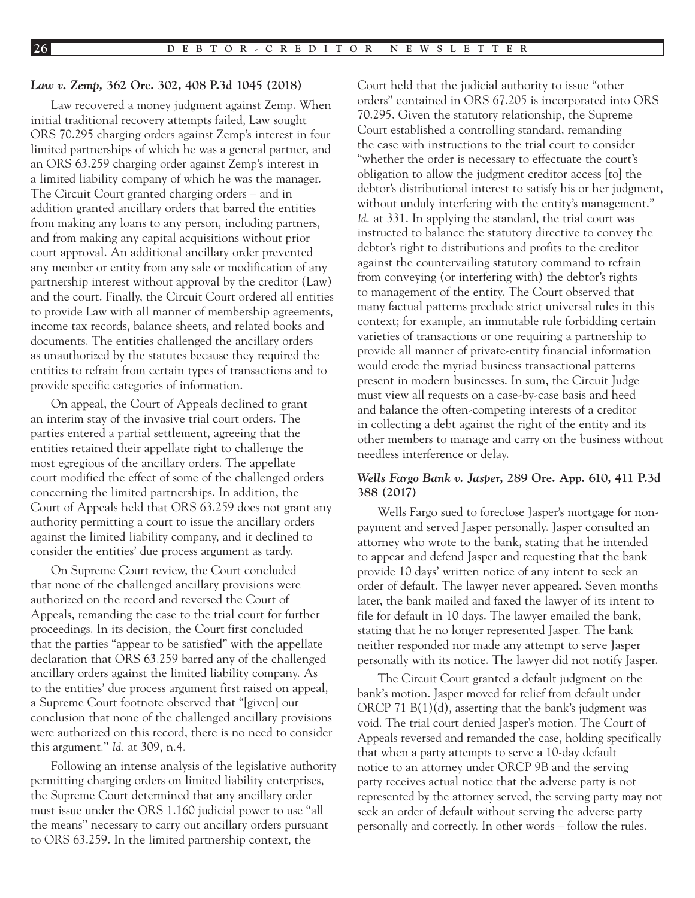### *Law v. Zemp,* 362 Ore. 302, 408 P.3d 1045 (2018)

Law recovered a money judgment against Zemp. When initial traditional recovery attempts failed, Law sought ORS 70.295 charging orders against Zemp's interest in four limited partnerships of which he was a general partner, and an ORS 63.259 charging order against Zemp's interest in a limited liability company of which he was the manager. The Circuit Court granted charging orders – and in addition granted ancillary orders that barred the entities from making any loans to any person, including partners, and from making any capital acquisitions without prior court approval. An additional ancillary order prevented any member or entity from any sale or modification of any partnership interest without approval by the creditor (Law) and the court. Finally, the Circuit Court ordered all entities to provide Law with all manner of membership agreements, income tax records, balance sheets, and related books and documents. The entities challenged the ancillary orders as unauthorized by the statutes because they required the entities to refrain from certain types of transactions and to provide specific categories of information.

On appeal, the Court of Appeals declined to grant an interim stay of the invasive trial court orders. The parties entered a partial settlement, agreeing that the entities retained their appellate right to challenge the most egregious of the ancillary orders. The appellate court modified the effect of some of the challenged orders concerning the limited partnerships. In addition, the Court of Appeals held that ORS 63.259 does not grant any authority permitting a court to issue the ancillary orders against the limited liability company, and it declined to consider the entities' due process argument as tardy.

On Supreme Court review, the Court concluded that none of the challenged ancillary provisions were authorized on the record and reversed the Court of Appeals, remanding the case to the trial court for further proceedings. In its decision, the Court first concluded that the parties "appear to be satisfied" with the appellate declaration that ORS 63.259 barred any of the challenged ancillary orders against the limited liability company. As to the entities' due process argument first raised on appeal, a Supreme Court footnote observed that "[given] our conclusion that none of the challenged ancillary provisions were authorized on this record, there is no need to consider this argument." *Id.* at 309, n.4.

Following an intense analysis of the legislative authority permitting charging orders on limited liability enterprises, the Supreme Court determined that any ancillary order must issue under the ORS 1.160 judicial power to use "all the means" necessary to carry out ancillary orders pursuant to ORS 63.259. In the limited partnership context, the Court held that the judicial authority to issue "other orders" contained in ORS 67.205 is incorporated into ORS 70.295. Given the statutory relationship, the Supreme Court established a controlling standard, remanding the case with instructions to the trial court to consider "whether the order is necessary to effectuate the court's obligation to allow the judgment creditor access [to] the debtor's distributional interest to satisfy his or her judgment, without unduly interfering with the entity's management." *Id.* at 331. In applying the standard, the trial court was instructed to balance the statutory directive to convey the debtor's right to distributions and profits to the creditor against the countervailing statutory command to refrain from conveying (or interfering with) the debtor's rights to management of the entity. The Court observed that many factual patterns preclude strict universal rules in this context; for example, an immutable rule forbidding certain varieties of transactions or one requiring a partnership to provide all manner of private-entity financial information would erode the myriad business transactional patterns present in modern businesses. In sum, the Circuit Judge must view all requests on a case-by-case basis and heed and balance the often-competing interests of a creditor in collecting a debt against the right of the entity and its other members to manage and carry on the business without needless interference or delay.

### *Wells Fargo Bank v. Jasper,* 289 Ore. App. 610, 411 P.3d 388 (2017)

Wells Fargo sued to foreclose Jasper's mortgage for non-payment and served Jasper personally. Jasper consulted an attorney who wrote to the bank, stating that he intended to appear and defend Jasper and requesting that the bank provide 10 days' written notice of any intent to seek an order of default. The lawyer never appeared. Seven months later, the bank mailed and faxed the lawyer of its intent to file for default in 10 days. The lawyer emailed the bank, stating that he no longer represented Jasper. The bank neither responded nor made any attempt to serve Jasper personally with its notice. The lawyer did not notify Jasper.

The Circuit Court granted a default judgment on the bank's motion. Jasper moved for relief from default under ORCP 71 B(1)(d), asserting that the bank's judgment was void. The trial court denied Jasper's motion. The Court of Appeals reversed and remanded the case, holding specifically that when a party attempts to serve a 10-day default notice to an attorney under ORCP 9B and the serving party receives actual notice that the adverse party is not represented by the attorney served, the serving party may not seek an order of default without serving the adverse party personally and correctly. In other words – follow the rules.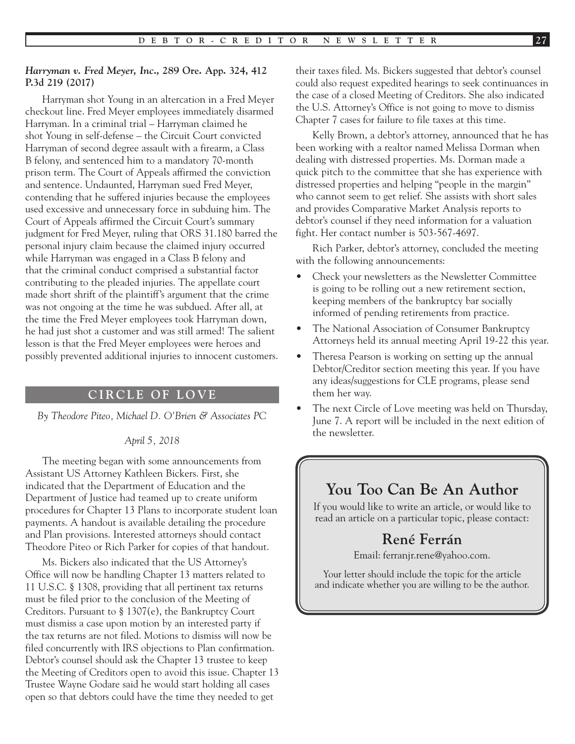***Harryman v. Fred Meyer, Inc.*, 289 Ore. App. 324, 412 P.3d 219 (2017)**

Harryman shot Young in an altercation in a Fred Meyer checkout line. Fred Meyer employees immediately disarmed Harryman. In a criminal trial – Harryman claimed he shot Young in self-defense – the Circuit Court convicted Harryman of second degree assault with a firearm, a Class B felony, and sentenced him to a mandatory 70-month prison term. The Court of Appeals affirmed the conviction and sentence. Undaunted, Harryman sued Fred Meyer, contending that he suffered injuries because the employees used excessive and unnecessary force in subduing him. The Court of Appeals affirmed the Circuit Court's summary judgment for Fred Meyer, ruling that ORS 31.180 barred the personal injury claim because the claimed injury occurred while Harryman was engaged in a Class B felony and that the criminal conduct comprised a substantial factor contributing to the pleaded injuries. The appellate court made short shrift of the plaintiff's argument that the crime was not ongoing at the time he was subdued. After all, at the time the Fred Meyer employees took Harryman down, he had just shot a customer and was still armed! The salient lesson is that the Fred Meyer employees were heroes and possibly prevented additional injuries to innocent customers.

## CIRCLE OF LOVE

*By Theodore Piteo, Michael D. O'Brien & Associates PC*

*April 5, 2018*

The meeting began with some announcements from Assistant US Attorney Kathleen Bickers. First, she indicated that the Department of Education and the Department of Justice had teamed up to create uniform procedures for Chapter 13 Plans to incorporate student loan payments. A handout is available detailing the procedure and Plan provisions. Interested attorneys should contact Theodore Piteo or Rich Parker for copies of that handout.

Ms. Bickers also indicated that the US Attorney's Office will now be handling Chapter 13 matters related to 11 U.S.C. § 1308, providing that all pertinent tax returns must be filed prior to the conclusion of the Meeting of Creditors. Pursuant to § 1307(e), the Bankruptcy Court must dismiss a case upon motion by an interested party if the tax returns are not filed. Motions to dismiss will now be filed concurrently with IRS objections to Plan confirmation. Debtor's counsel should ask the Chapter 13 trustee to keep the Meeting of Creditors open to avoid this issue. Chapter 13 Trustee Wayne Godare said he would start holding all cases open so that debtors could have the time they needed to get their taxes filed. Ms. Bickers suggested that debtor's counsel could also request expedited hearings to seek continuances in the case of a closed Meeting of Creditors. She also indicated the U.S. Attorney's Office is not going to move to dismiss Chapter 7 cases for failure to file taxes at this time.

Kelly Brown, a debtor's attorney, announced that he has been working with a realtor named Melissa Dorman when dealing with distressed properties. Ms. Dorman made a quick pitch to the committee that she has experience with distressed properties and helping "people in the margin" who cannot seem to get relief. She assists with short sales and provides Comparative Market Analysis reports to debtor's counsel if they need information for a valuation fight. Her contact number is 503-567-4697.

Rich Parker, debtor's attorney, concluded the meeting with the following announcements:

- Check your newsletters as the Newsletter Committee is going to be rolling out a new retirement section, keeping members of the bankruptcy bar socially informed of pending retirements from practice.
- The National Association of Consumer Bankruptcy Attorneys held its annual meeting April 19-22 this year.
- Theresa Pearson is working on setting up the annual Debtor/Creditor section meeting this year. If you have any ideas/suggestions for CLE programs, please send them her way.
- The next Circle of Love meeting was held on Thursday, June 7. A report will be included in the next edition of the newsletter.

## You Too Can Be An Author

If you would like to write an article, or would like to read an article on a particular topic, please contact:

### René Ferrán

Email: ferranjr.rene@yahoo.com.

Your letter should include the topic for the article and indicate whether you are willing to be the author.